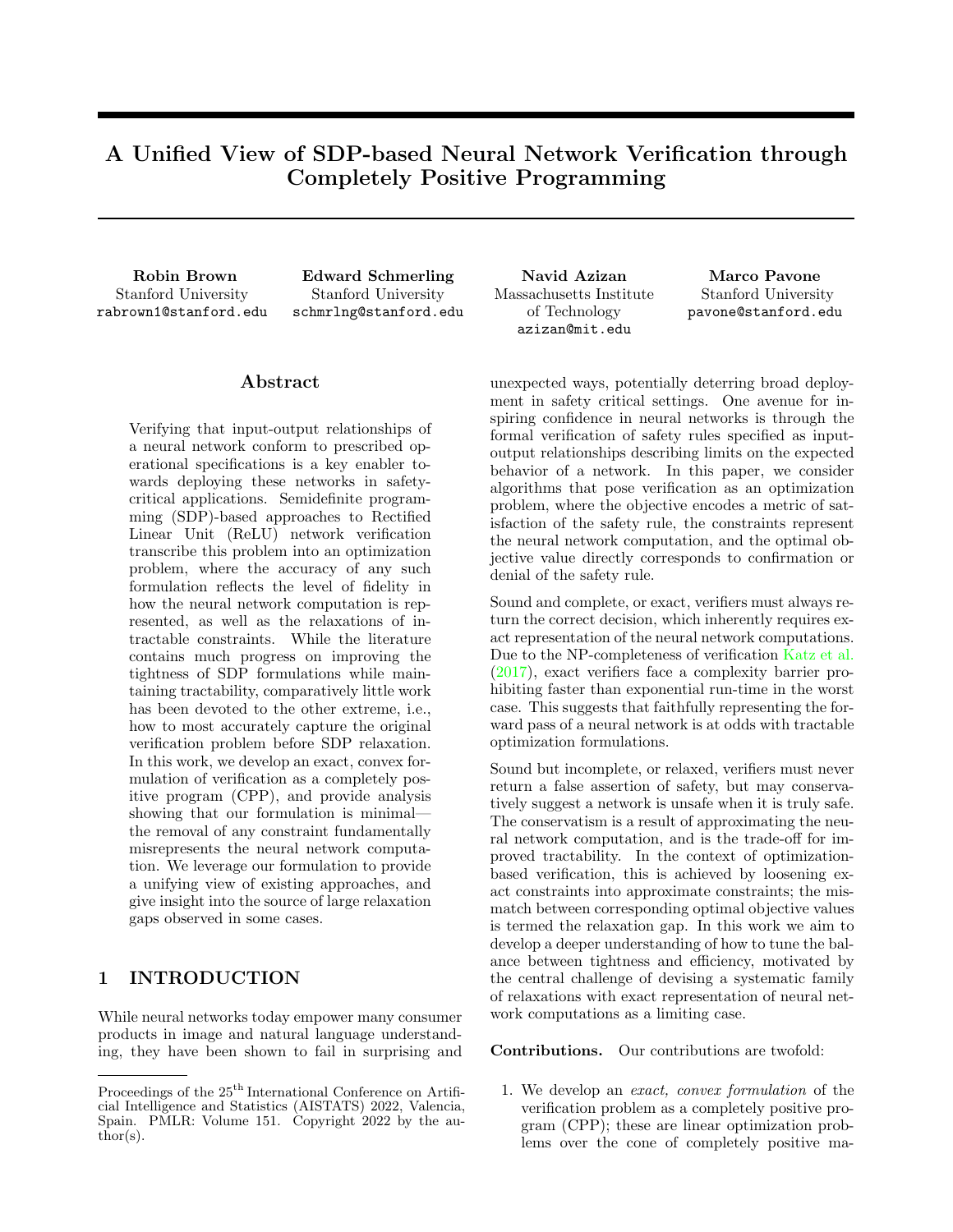# A Unified View of SDP-based Neural Network Verification through Completely Positive Programming

**Robin Brown**
Stanford University
rabrown1@stanford.edu

**Edward Schmerling**
Stanford University
schmrlng@stanford.edu

**Navid Azizan**
Massachusetts Institute of Technology
azizan@mit.edu

**Marco Pavone**
Stanford University
pavone@stanford.edu

## Abstract

Verifying that input-output relationships of a neural network conform to prescribed operational specifications is a key enabler towards deploying these networks in safety-critical applications. Semidefinite programming (SDP)-based approaches to Rectified Linear Unit (ReLU) network verification transcribe this problem into an optimization problem, where the accuracy of any such formulation reflects the level of fidelity in how the neural network computation is represented, as well as the relaxations of intractable constraints. While the literature contains much progress on improving the tightness of SDP formulations while maintaining tractability, comparatively little work has been devoted to the other extreme, i.e., how to most accurately capture the original verification problem before SDP relaxation. In this work, we develop an exact, convex formulation of verification as a completely positive program (CPP), and provide analysis showing that our formulation is minimal—the removal of any constraint fundamentally misrepresents the neural network computation. We leverage our formulation to provide a unifying view of existing approaches, and give insight into the source of large relaxation gaps observed in some cases.

## 1 INTRODUCTION

While neural networks today empower many consumer products in image and natural language understanding, they have been shown to fail in surprising and unexpected ways, potentially deterring broad deployment in safety critical settings. One avenue for inspiring confidence in neural networks is through the formal verification of safety rules specified as input-output relationships describing limits on the expected behavior of a network. In this paper, we consider algorithms that pose verification as an optimization problem, where the objective encodes a metric of satisfaction of the safety rule, the constraints represent the neural network computation, and the optimal objective value directly corresponds to confirmation or denial of the safety rule.

Sound and complete, or exact, verifiers must always return the correct decision, which inherently requires exact representation of the neural network computations. Due to the NP-completeness of verification Katz et al. (2017), exact verifiers face a complexity barrier prohibiting faster than exponential run-time in the worst case. This suggests that faithfully representing the forward pass of a neural network is at odds with tractable optimization formulations.

Sound but incomplete, or relaxed, verifiers must never return a false assertion of safety, but may conservatively suggest a network is unsafe when it is truly safe. The conservatism is a result of approximating the neural network computation, and is the trade-off for improved tractability. In the context of optimization-based verification, this is achieved by loosening exact constraints into approximate constraints; the mismatch between corresponding optimal objective values is termed the relaxation gap. In this work we aim to develop a deeper understanding of how to tune the balance between tightness and efficiency, motivated by the central challenge of devising a systematic family of relaxations with exact representation of neural network computations as a limiting case.

**Contributions.** Our contributions are twofold:

1. We develop an *exact, convex formulation* of the verification problem as a completely positive program (CPP); these are linear optimization problems over the cone of completely positive ma-

---

Proceedings of the 25[th] International Conference on Artificial Intelligence and Statistics (AISTATS) 2022, Valencia, Spain. PMLR: Volume 151. Copyright 2022 by the author(s).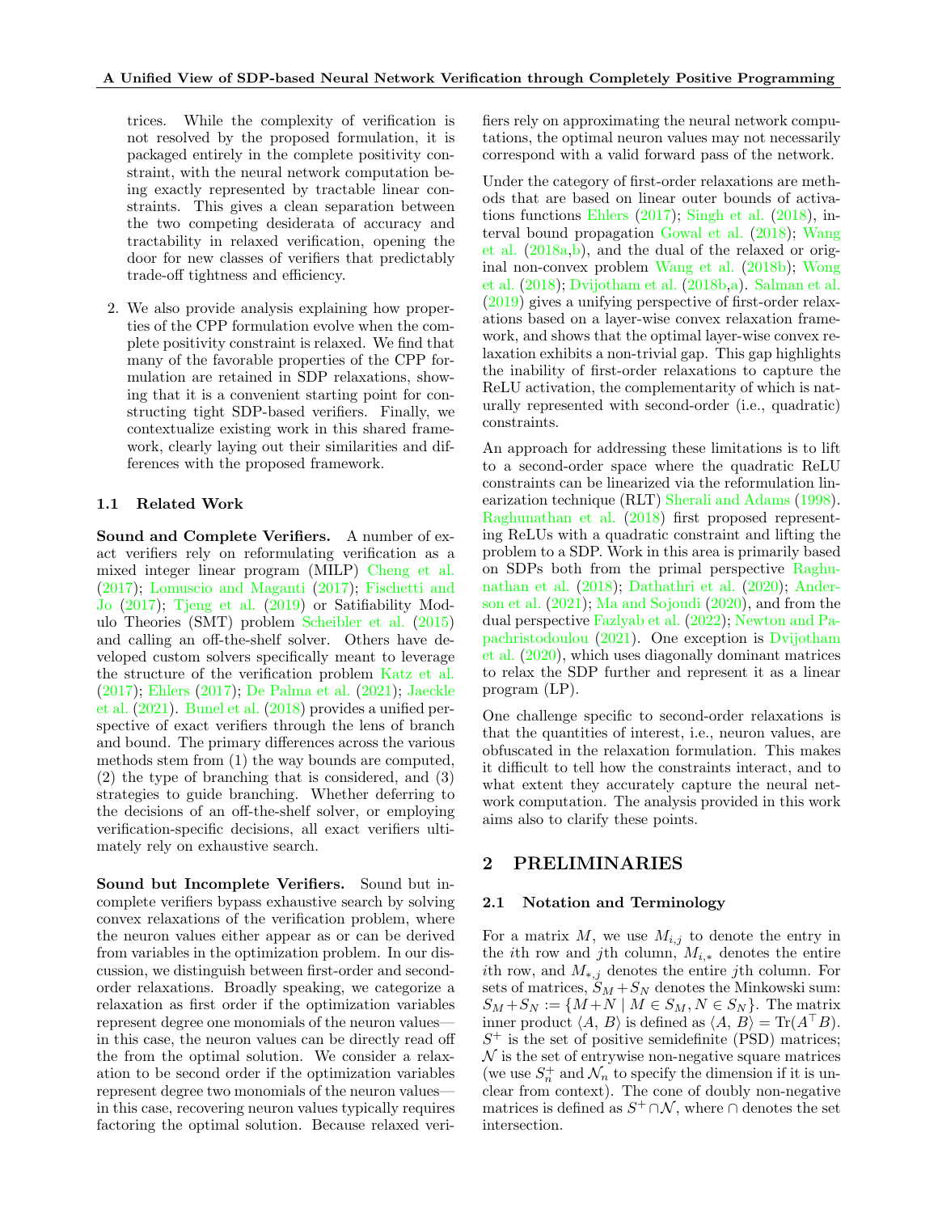trices. While the complexity of verification is not resolved by the proposed formulation, it is packaged entirely in the complete positivity constraint, with the neural network computation being exactly represented by tractable linear constraints. This gives a clean separation between the two competing desiderata of accuracy and tractability in relaxed verification, opening the door for new classes of verifiers that predictably trade-off tightness and efficiency.

2. We also provide analysis explaining how properties of the CPP formulation evolve when the complete positivity constraint is relaxed. We find that many of the favorable properties of the CPP formulation are retained in SDP relaxations, showing that it is a convenient starting point for constructing tight SDP-based verifiers. Finally, we contextualize existing work in this shared framework, clearly laying out their similarities and differences with the proposed framework.

### 1.1 Related Work

**Sound and Complete Verifiers.** A number of exact verifiers rely on reformulating verification as a mixed integer linear program (MILP) Cheng et al. (2017); Lomuscio and Maganti (2017); Fischetti and Jo (2017); Tjeng et al. (2019) or Satifiability Modulo Theories (SMT) problem Scheibler et al. (2015) and calling an off-the-shelf solver. Others have developed custom solvers specifically meant to leverage the structure of the verification problem Katz et al. (2017); Ehlers (2017); De Palma et al. (2021); Jaeckle et al. (2021). Bunel et al. (2018) provides a unified perspective of exact verifiers through the lens of branch and bound. The primary differences across the various methods stem from (1) the way bounds are computed, (2) the type of branching that is considered, and (3) strategies to guide branching. Whether deferring to the decisions of an off-the-shelf solver, or employing verification-specific decisions, all exact verifiers ultimately rely on exhaustive search.

**Sound but Incomplete Verifiers.** Sound but incomplete verifiers bypass exhaustive search by solving convex relaxations of the verification problem, where the neuron values either appear as or can be derived from variables in the optimization problem. In our discussion, we distinguish between first-order and second-order relaxations. Broadly speaking, we categorize a relaxation as first order if the optimization variables represent degree one monomials of the neuron values—in this case, the neuron values can be directly read off the from the optimal solution. We consider a relaxation to be second order if the optimization variables represent degree two monomials of the neuron values—in this case, recovering neuron values typically requires factoring the optimal solution. Because relaxed verifiers rely on approximating the neural network computations, the optimal neuron values may not necessarily correspond with a valid forward pass of the network.

Under the category of first-order relaxations are methods that are based on linear outer bounds of activations functions Ehlers (2017); Singh et al. (2018), interval bound propagation Gowal et al. (2018); Wang et al. (2018a,b), and the dual of the relaxed or original non-convex problem Wang et al. (2018b); Wong et al. (2018); Dvijotham et al. (2018b,a). Salman et al. (2019) gives a unifying perspective of first-order relaxations based on a layer-wise convex relaxation framework, and shows that the optimal layer-wise convex relaxation exhibits a non-trivial gap. This gap highlights the inability of first-order relaxations to capture the ReLU activation, the complementarity of which is naturally represented with second-order (i.e., quadratic) constraints.

An approach for addressing these limitations is to lift to a second-order space where the quadratic ReLU constraints can be linearized via the reformulation linearization technique (RLT) Sherali and Adams (1998). Raghunathan et al. (2018) first proposed representing ReLUs with a quadratic constraint and lifting the problem to a SDP. Work in this area is primarily based on SDPs both from the primal perspective Raghunathan et al. (2018); Dathathri et al. (2020); Anderson et al. (2021); Ma and Sojoudi (2020), and from the dual perspective Fazlyab et al. (2022); Newton and Papachristodoulou (2021). One exception is Dvijotham et al. (2020), which uses diagonally dominant matrices to relax the SDP further and represent it as a linear program (LP).

One challenge specific to second-order relaxations is that the quantities of interest, i.e., neuron values, are obfuscated in the relaxation formulation. This makes it difficult to tell how the constraints interact, and to what extent they accurately capture the neural network computation. The analysis provided in this work aims also to clarify these points.

## 2 PRELIMINARIES

### 2.1 Notation and Terminology

For a matrix $M$, we use $M_{i,j}$ to denote the entry in the $i$th row and $j$th column, $M_{i,*}$ denotes the entire $i$th row, and $M_{*,j}$ denotes the entire $j$th column. For sets of matrices, $S_M + S_N$ denotes the Minkowski sum: $S_M + S_N := \{M + N \mid M \in S_M, N \in S_N\}$. The matrix inner product $\langle A, B\rangle$ is defined as $\langle A, B\rangle = \text{Tr}(A^\top B)$. $S^+$ is the set of positive semidefinite (PSD) matrices; $\mathcal{N}$ is the set of entrywise non-negative square matrices (we use $S_n^+$ and $\mathcal{N}_n$ to specify the dimension if it is unclear from context). The cone of doubly non-negative matrices is defined as $S^+ \cap \mathcal{N}$, where $\cap$ denotes the set intersection.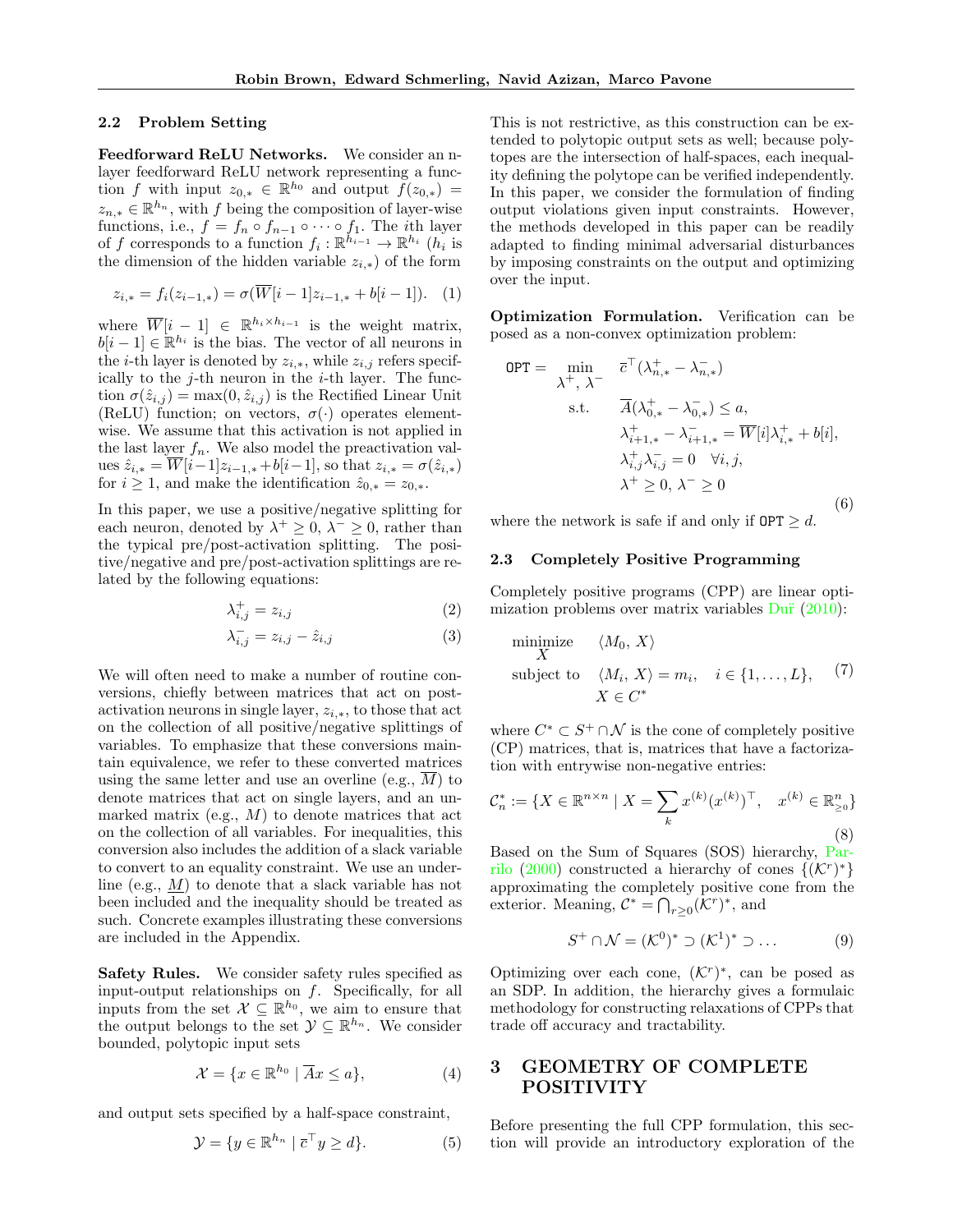### 2.2 Problem Setting

**Feedforward ReLU Networks.** We consider an $n$-layer feedforward ReLU network representing a function $f$ with input $z_{0,*} \in \mathbb{R}^{h_0}$ and output $f(z_{0,*}) = z_{n,*} \in \mathbb{R}^{h_n}$, with $f$ being the composition of layer-wise functions, i.e., $f = f_n \circ f_{n-1} \circ \cdots \circ f_1$. The $i$th layer of $f$ corresponds to a function $f_i : \mathbb{R}^{h_{i-1}} \to \mathbb{R}^{h_i}$ ($h_i$ is the dimension of the hidden variable $z_{i,*}$) of the form

$$z_{i,*} = f_i(z_{i-1,*}) = \sigma(\overline{W}[i-1]z_{i-1,*} + b[i-1]). \quad (1)$$

where $\overline{W}[i-1] \in \mathbb{R}^{h_i \times h_{i-1}}$ is the weight matrix, $b[i-1] \in \mathbb{R}^{h_i}$ is the bias. The vector of all neurons in the $i$-th layer is denoted by $z_{i,*}$, while $z_{i,j}$ refers specifically to the $j$-th neuron in the $i$-th layer. The function $\sigma(\hat{z}_{i,j}) = \max(0, \hat{z}_{i,j})$ is the Rectified Linear Unit (ReLU) function; on vectors, $\sigma(\cdot)$ operates elementwise. We assume that this activation is not applied in the last layer $f_n$. We also model the preactivation values $\hat{z}_{i,*} = \overline{W}[i-1]z_{i-1,*} + b[i-1]$, so that $z_{i,*} = \sigma(\hat{z}_{i,*})$ for $i \geq 1$, and make the identification $\hat{z}_{0,*} = z_{0,*}$.

In this paper, we use a positive/negative splitting for each neuron, denoted by $\lambda^+ \geq 0$, $\lambda^- \geq 0$, rather than the typical pre/post-activation splitting. The positive/negative and pre/post-activation splittings are related by the following equations:

$$\lambda^+_{i,j} = z_{i,j} \quad (2)$$

$$\lambda^-_{i,j} = z_{i,j} - \hat{z}_{i,j} \quad (3)$$

We will often need to make a number of routine conversions, chiefly between matrices that act on post-activation neurons in single layer, $z_{i,*}$, to those that act on the collection of all positive/negative splittings of variables. To emphasize that these conversions maintain equivalence, we refer to these converted matrices using the same letter and use an overline (e.g., $\overline{M}$) to denote matrices that act on single layers, and an unmarked matrix (e.g., $M$) to denote matrices that act on the collection of all variables. For inequalities, this conversion also includes the addition of a slack variable to convert to an equality constraint. We use an underline (e.g., $\underline{M}$) to denote that a slack variable has not been included and the inequality should be treated as such. Concrete examples illustrating these conversions are included in the Appendix.

**Safety Rules.** We consider safety rules specified as input-output relationships on $f$. Specifically, for all inputs from the set $\mathcal{X} \subseteq \mathbb{R}^{h_0}$, we aim to ensure that the output belongs to the set $\mathcal{Y} \subseteq \mathbb{R}^{h_n}$. We consider bounded, polytopic input sets

$$\mathcal{X} = \{x \in \mathbb{R}^{h_0} \mid \overline{A}x \leq a\}, \quad (4)$$

and output sets specified by a half-space constraint,

$$\mathcal{Y} = \{y \in \mathbb{R}^{h_n} \mid \overline{c}^\top y \geq d\}. \quad (5)$$

This is not restrictive, as this construction can be extended to polytopic output sets as well; because polytopes are the intersection of half-spaces, each inequality defining the polytope can be verified independently. In this paper, we consider the formulation of finding output violations given input constraints. However, the methods developed in this paper can be readily adapted to finding minimal adversarial disturbances by imposing constraints on the output and optimizing over the input.

**Optimization Formulation.** Verification can be posed as a non-convex optimization problem:

$$\begin{aligned} \texttt{OPT} = \min_{\lambda^+,\, \lambda^-} \quad & \overline{c}^\top(\lambda^+_{n,*} - \lambda^-_{n,*}) \\ \text{s.t.} \quad & \overline{A}(\lambda^+_{0,*} - \lambda^-_{0,*}) \leq a, \\ & \lambda^+_{i+1,*} - \lambda^-_{i+1,*} = \overline{W}[i]\lambda^+_{i,*} + b[i], \\ & \lambda^+_{i,j}\lambda^-_{i,j} = 0 \quad \forall i, j, \\ & \lambda^+ \geq 0,\ \lambda^- \geq 0 \end{aligned} \quad (6)$$

where the network is safe if and only if $\texttt{OPT} \geq d$.

### 2.3 Completely Positive Programming

Completely positive programs (CPP) are linear optimization problems over matrix variables Dür (2010):

$$\begin{aligned} \underset{X}{\text{minimize}} \quad & \langle M_0, X \rangle \\ \text{subject to} \quad & \langle M_i, X \rangle = m_i, \quad i \in \{1, \ldots, L\}, \\ & X \in C^* \end{aligned} \quad (7)$$

where $C^* \subset S^+ \cap \mathcal{N}$ is the cone of completely positive (CP) matrices, that is, matrices that have a factorization with entrywise non-negative entries:

$$\mathcal{C}^*_n := \{X \in \mathbb{R}^{n \times n} \mid X = \sum_k x^{(k)}(x^{(k)})^\top, \quad x^{(k)} \in \mathbb{R}^n_{\geq 0}\} \quad (8)$$

Based on the Sum of Squares (SOS) hierarchy, Parrilo (2000) constructed a hierarchy of cones $\{(\mathcal{K}^r)^*\}$ approximating the completely positive cone from the exterior. Meaning, $\mathcal{C}^* = \bigcap_{r \geq 0} (\mathcal{K}^r)^*$, and

$$S^+ \cap \mathcal{N} = (\mathcal{K}^0)^* \supset (\mathcal{K}^1)^* \supset \ldots \quad (9)$$

Optimizing over each cone, $(\mathcal{K}^r)^*$, can be posed as an SDP. In addition, the hierarchy gives a formulaic methodology for constructing relaxations of CPPs that trade off accuracy and tractability.

## 3 GEOMETRY OF COMPLETE POSITIVITY

Before presenting the full CPP formulation, this section will provide an introductory exploration of the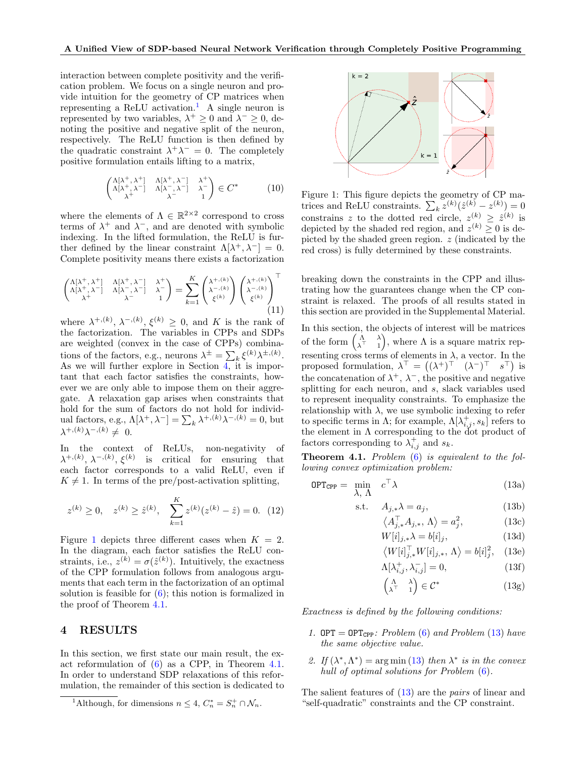interaction between complete positivity and the verification problem. We focus on a single neuron and provide intuition for the geometry of CP matrices when representing a ReLU activation.[1] A single neuron is represented by two variables, $\lambda^+ \geq 0$ and $\lambda^- \geq 0$, denoting the positive and negative split of the neuron, respectively. The ReLU function is then defined by the quadratic constraint $\lambda^+\lambda^- = 0$. The completely positive formulation entails lifting to a matrix,

$$\begin{pmatrix} \Lambda[\lambda^+,\lambda^+] & \Lambda[\lambda^+,\lambda^-] & \lambda^+ \\ \Lambda[\lambda^+,\lambda^-] & \Lambda[\lambda^-,\lambda^-] & \lambda^- \\ \lambda^+ & \lambda^- & 1 \end{pmatrix} \in C^* \tag{10}$$

where the elements of $\Lambda \in \mathbb{R}^{2\times 2}$ correspond to cross terms of $\lambda^+$ and $\lambda^-$, and are denoted with symbolic indexing. In the lifted formulation, the ReLU is further defined by the linear constraint $\Lambda[\lambda^+, \lambda^-] = 0$. Complete positivity means there exists a factorization

$$\begin{pmatrix} \Lambda[\lambda^+,\lambda^+] & \Lambda[\lambda^+,\lambda^-] & \lambda^+ \\ \Lambda[\lambda^+,\lambda^-] & \Lambda[\lambda^-,\lambda^-] & \lambda^- \\ \lambda^+ & \lambda^- & 1 \end{pmatrix} = \sum_{k=1}^{K} \begin{pmatrix} \lambda^{+,(k)} \\ \lambda^{-,(k)} \\ \xi^{(k)} \end{pmatrix} \begin{pmatrix} \lambda^{+,(k)} \\ \lambda^{-,(k)} \\ \xi^{(k)} \end{pmatrix}^\top \tag{11}$$

where $\lambda^{+,(k)}$, $\lambda^{-,(k)}$, $\xi^{(k)} \geq 0$, and $K$ is the rank of the factorization. The variables in CPPs and SDPs are weighted (convex in the case of CPPs) combinations of the factors, e.g., neurons $\lambda^{\pm} = \sum_k \xi^{(k)}\lambda^{\pm,(k)}$. As we will further explore in Section 4, it is important that each factor satisfies the constraints, however we are only able to impose them on their aggregate. A relaxation gap arises when constraints that hold for the sum of factors do not hold for individual factors, e.g., $\Lambda[\lambda^+, \lambda^-] = \sum_k \lambda^{+,(k)}\lambda^{-,(k)} = 0$, but $\lambda^{+,(k)}\lambda^{-,(k)} \neq 0$.

In the context of ReLUs, non-negativity of $\lambda^{+,(k)}$, $\lambda^{-,(k)}$, $\xi^{(k)}$ is critical for ensuring that each factor corresponds to a valid ReLU, even if $K \neq 1$. In terms of the pre/post-activation splitting,

$$z^{(k)} \geq 0, \quad z^{(k)} \geq \hat{z}^{(k)}, \quad \sum_{k=1}^{K} z^{(k)}(z^{(k)} - \hat{z}) = 0. \tag{12}$$

Figure 1 depicts three different cases when $K = 2$. In the diagram, each factor satisfies the ReLU constraints, i.e., $z^{(k)} = \sigma(\hat{z}^{(k)})$. Intuitively, the exactness of the CPP formulation follows from analogous arguments that each term in the factorization of an optimal solution is feasible for (6); this notion is formalized in the proof of Theorem 4.1.

Figure 1: This figure depicts the geometry of CP matrices and ReLU constraints. $\sum_k z^{(k)}(\hat{z}^{(k)} - z^{(k)}) = 0$ constrains $z$ to the dotted red circle, $z^{(k)} \geq \hat{z}^{(k)}$ is depicted by the shaded red region, and $z^{(k)} \geq 0$ is depicted by the shaded green region. $z$ (indicated by the red cross) is fully determined by these constraints.

## 4 RESULTS

In this section, we first state our main result, the exact reformulation of (6) as a CPP, in Theorem 4.1. In order to understand SDP relaxations of this reformulation, the remainder of this section is dedicated to breaking down the constraints in the CPP and illustrating how the guarantees change when the CP constraint is relaxed. The proofs of all results stated in this section are provided in the Supplemental Material.

In this section, the objects of interest will be matrices of the form $\begin{pmatrix} \Lambda & \lambda \\ \lambda^\top & 1 \end{pmatrix}$, where $\Lambda$ is a square matrix representing cross terms of elements in $\lambda$, a vector. In the proposed formulation, $\lambda^\top = \begin{pmatrix} (\lambda^+)^\top & (\lambda^-)^\top & s^\top \end{pmatrix}$ is the concatenation of $\lambda^+$, $\lambda^-$, the positive and negative splitting for each neuron, and $s$, slack variables used to represent inequality constraints. To emphasize the relationship with $\lambda$, we use symbolic indexing to refer to specific terms in $\Lambda$; for example, $\Lambda[\lambda^+_{i,j}, s_k]$ refers to the element in $\Lambda$ corresponding to the dot product of factors corresponding to $\lambda^+_{i,j}$ and $s_k$.

**Theorem 4.1.** *Problem (6) is equivalent to the following convex optimization problem:*

$$\begin{aligned}
\mathtt{OPT}_{\mathtt{CPP}} = \min_{\lambda,\, \Lambda} \quad & c^\top \lambda & \text{(13a)}\\
\text{s.t.} \quad & A_{j,*}\lambda = a_j, & \text{(13b)}\\
& \langle A_{j,*}^\top A_{j,*}, \Lambda \rangle = a_j^2, & \text{(13c)}\\
& W[i]_{j,*}\lambda = b[i]_j, & \text{(13d)}\\
& \langle W[i]_{j,*}^\top W[i]_{j,*}, \Lambda \rangle = b[i]_j^2, & \text{(13e)}\\
& \Lambda[\lambda^+_{i,j}, \lambda^-_{i,j}] = 0, & \text{(13f)}\\
& \begin{pmatrix} \Lambda & \lambda \\ \lambda^\top & 1 \end{pmatrix} \in \mathcal{C}^* & \text{(13g)}
\end{aligned}$$

*Exactness is defined by the following conditions:*

1. $\mathtt{OPT} = \mathtt{OPT}_{\mathtt{CPP}}$*: Problem (6) and Problem (13) have the same objective value.*
2. *If $(\lambda^*, \Lambda^*) = \arg\min$ (13) then $\lambda^*$ is in the convex hull of optimal solutions for Problem (6).*

The salient features of (13) are the *pairs* of linear and "self-quadratic" constraints and the CP constraint.

[1] Although, for dimensions $n \leq 4$, $C_n^* = S_n^+ \cap \mathcal{N}_n$.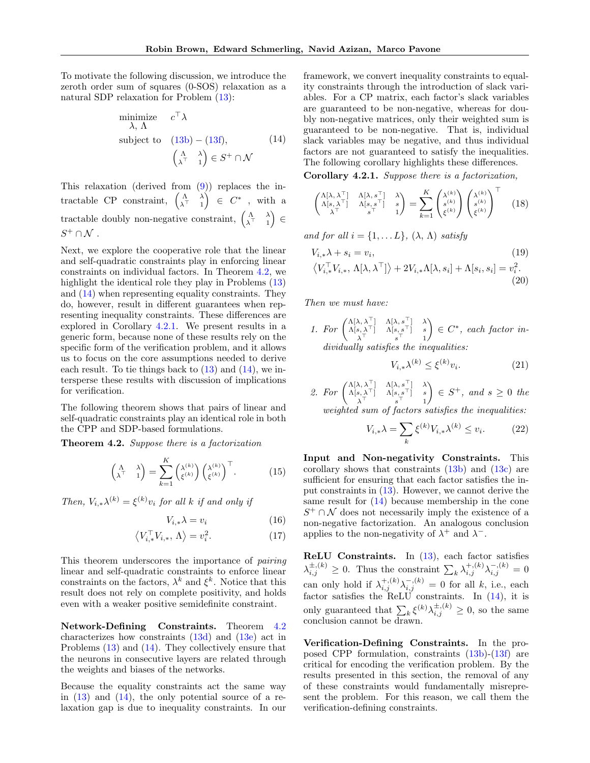To motivate the following discussion, we introduce the zeroth order sum of squares (0-SOS) relaxation as a natural SDP relaxation for Problem (13):

$$
\begin{aligned}
\underset{\lambda,\, \Lambda}{\text{minimize}} \quad & c^\top \lambda \\
\text{subject to} \quad & (13b) - (13f), \\
& \begin{pmatrix} \Lambda & \lambda \\ \lambda^\top & 1 \end{pmatrix} \in S^+ \cap \mathcal{N}
\end{aligned} \tag{14}
$$

This relaxation (derived from (9)) replaces the intractable CP constraint, $\begin{pmatrix} \Lambda & \lambda \\ \lambda^\top & 1 \end{pmatrix} \in C^*$, with a tractable doubly non-negative constraint, $\begin{pmatrix} \Lambda & \lambda \\ \lambda^\top & 1 \end{pmatrix} \in S^+ \cap \mathcal{N}$ .

Next, we explore the cooperative role that the linear and self-quadratic constraints play in enforcing linear constraints on individual factors. In Theorem 4.2, we highlight the identical role they play in Problems (13) and (14) when representing equality constraints. They do, however, result in different guarantees when representing inequality constraints. These differences are explored in Corollary 4.2.1. We present results in a generic form, because none of these results rely on the specific form of the verification problem, and it allows us to focus on the core assumptions needed to derive each result. To tie things back to (13) and (14), we intersperse these results with discussion of implications for verification.

The following theorem shows that pairs of linear and self-quadratic constraints play an identical role in both the CPP and SDP-based formulations.

**Theorem 4.2.** *Suppose there is a factorization*

$$
\begin{pmatrix} \Lambda & \lambda \\ \lambda^\top & 1 \end{pmatrix} = \sum_{k=1}^{K} \begin{pmatrix} \lambda^{(k)} \\ \xi^{(k)} \end{pmatrix} \begin{pmatrix} \lambda^{(k)} \\ \xi^{(k)} \end{pmatrix}^\top. \tag{15}
$$

*Then,* $V_{i,*}\lambda^{(k)} = \xi^{(k)} v_i$ *for all* $k$ *if and only if*

$$
V_{i,*}\lambda = v_i \tag{16}
$$

$$
\langle V_{i,*}^\top V_{i,*},\, \Lambda \rangle = v_i^2. \tag{17}
$$

This theorem underscores the importance of *pairing* linear and self-quadratic constraints to enforce linear constraints on the factors, $\lambda^k$ and $\xi^k$. Notice that this result does not rely on complete positivity, and holds even with a weaker positive semidefinite constraint.

**Network-Defining Constraints.** Theorem 4.2 characterizes how constraints (13d) and (13e) act in Problems (13) and (14). They collectively ensure that the neurons in consecutive layers are related through the weights and biases of the networks.

Because the equality constraints act the same way in (13) and (14), the only potential source of a relaxation gap is due to inequality constraints. In our framework, we convert inequality constraints to equality constraints through the introduction of slack variables. For a CP matrix, each factor's slack variables are guaranteed to be non-negative, whereas for doubly non-negative matrices, only their weighted sum is guaranteed to be non-negative. That is, individual slack variables may be negative, and thus individual factors are not guaranteed to satisfy the inequalities. The following corollary highlights these differences.

**Corollary 4.2.1.** *Suppose there is a factorization,*

$$
\begin{pmatrix} \Lambda[\lambda, \lambda^\top] & \Lambda[\lambda, s^\top] & \lambda \\ \Lambda[s, \lambda^\top] & \Lambda[s, s^\top] & s \\ \lambda^\top & s^\top & 1 \end{pmatrix} = \sum_{k=1}^{K} \begin{pmatrix} \lambda^{(k)} \\ s^{(k)} \\ \xi^{(k)} \end{pmatrix} \begin{pmatrix} \lambda^{(k)} \\ s^{(k)} \\ \xi^{(k)} \end{pmatrix}^\top \tag{18}
$$

*and for all* $i = \{1, \ldots L\}$, $(\lambda, \Lambda)$ *satisfy*

$$
V_{i,*}\lambda + s_i = v_i, \tag{19}
$$

$$
\langle V_{i,*}^\top V_{i,*},\, \Lambda[\lambda, \lambda^\top] \rangle + 2V_{i,*}\Lambda[\lambda, s_i] + \Lambda[s_i, s_i] = v_i^2. \tag{20}
$$

*Then we must have:*

1. *For* $\begin{pmatrix} \Lambda[\lambda, \lambda^\top] & \Lambda[\lambda, s^\top] & \lambda \\ \Lambda[s, \lambda^\top] & \Lambda[s, s^\top] & s \\ \lambda^\top & s^\top & 1 \end{pmatrix} \in C^*$, *each factor individually satisfies the inequalities:*

$$
V_{i,*}\lambda^{(k)} \leq \xi^{(k)} v_i. \tag{21}
$$

2. *For* $\begin{pmatrix} \Lambda[\lambda, \lambda^\top] & \Lambda[\lambda, s^\top] & \lambda \\ \Lambda[s, \lambda^\top] & \Lambda[s, s^\top] & s \\ \lambda^\top & s^\top & 1 \end{pmatrix} \in S^+$, *and* $s \geq 0$ *the weighted sum of factors satisfies the inequalities:*

$$
V_{i,*}\lambda = \sum_k \xi^{(k)} V_{i,*}\lambda^{(k)} \leq v_i. \tag{22}
$$

**Input and Non-negativity Constraints.** This corollary shows that constraints (13b) and (13c) are sufficient for ensuring that each factor satisfies the input constraints in (13). However, we cannot derive the same result for (14) because membership in the cone $S^+ \cap \mathcal{N}$ does not necessarily imply the existence of a non-negative factorization. An analogous conclusion applies to the non-negativity of $\lambda^+$ and $\lambda^-$.

**ReLU Constraints.** In (13), each factor satisfies $\lambda_{i,j}^{\pm,(k)} \geq 0$. Thus the constraint $\sum_k \lambda_{i,j}^{+,(k)} \lambda_{i,j}^{-,(k)} = 0$ can only hold if $\lambda_{i,j}^{+,(k)} \lambda_{i,j}^{-,(k)} = 0$ for all $k$, i.e., each factor satisfies the ReLU constraints. In (14), it is only guaranteed that $\sum_k \xi^{(k)} \lambda_{i,j}^{\pm,(k)} \geq 0$, so the same conclusion cannot be drawn.

**Verification-Defining Constraints.** In the proposed CPP formulation, constraints (13b)-(13f) are critical for encoding the verification problem. By the results presented in this section, the removal of any of these constraints would fundamentally misrepresent the problem. For this reason, we call them the verification-defining constraints.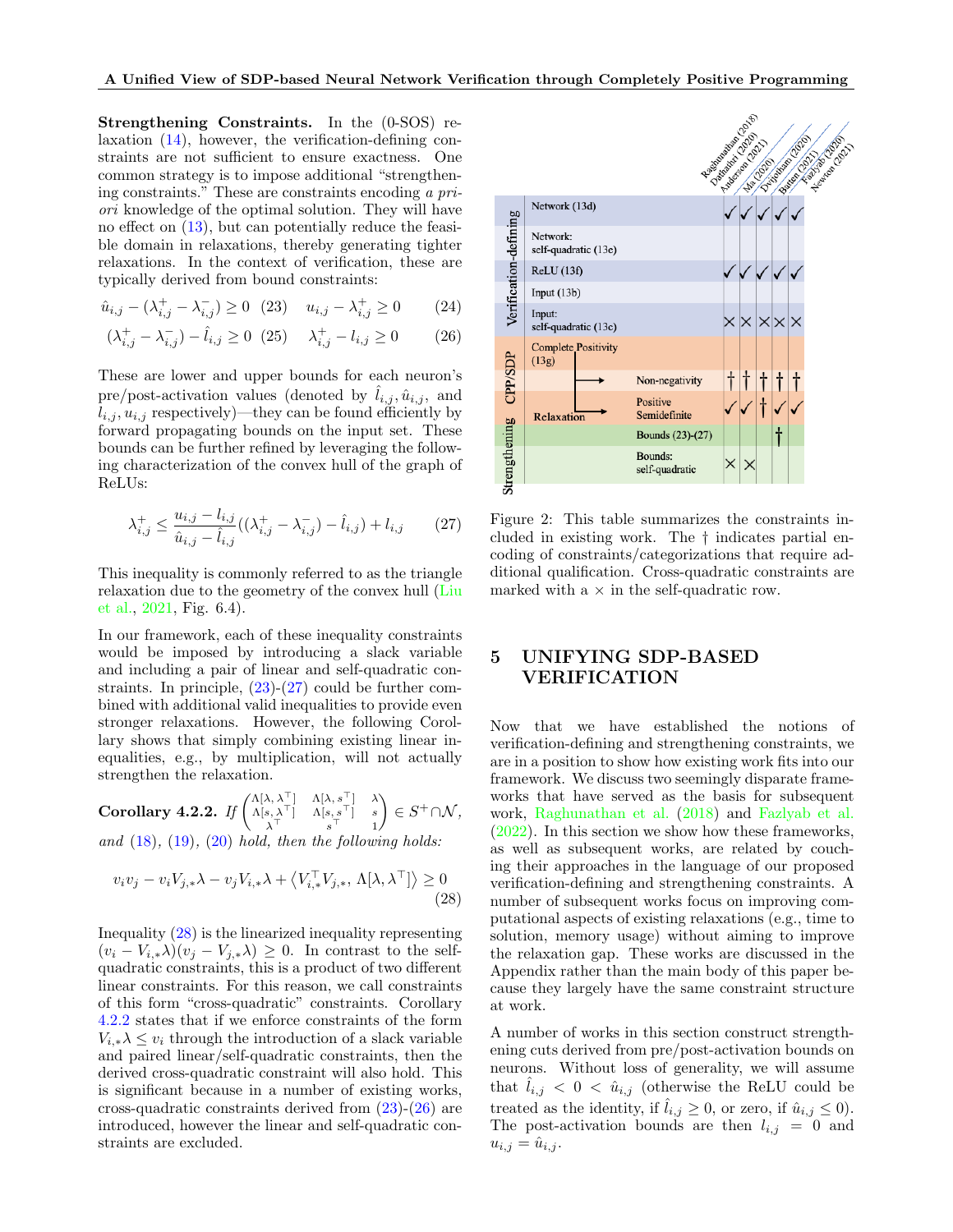**Strengthening Constraints.** In the (0-SOS) relaxation (14), however, the verification-defining constraints are not sufficient to ensure exactness. One common strategy is to impose additional "strengthening constraints." These are constraints encoding *a priori* knowledge of the optimal solution. They will have no effect on (13), but can potentially reduce the feasible domain in relaxations, thereby generating tighter relaxations. In the context of verification, these are typically derived from bound constraints:

$$\hat{u}_{i,j} - (\lambda^+_{i,j} - \lambda^-_{i,j}) \geq 0 \quad (23) \qquad u_{i,j} - \lambda^+_{i,j} \geq 0 \qquad (24)$$

$$(\lambda^+_{i,j} - \lambda^-_{i,j}) - \hat{l}_{i,j} \geq 0 \quad (25) \qquad \lambda^+_{i,j} - l_{i,j} \geq 0 \qquad (26)$$

These are lower and upper bounds for each neuron's pre/post-activation values (denoted by $\hat{l}_{i,j}, \hat{u}_{i,j}$, and $l_{i,j}, u_{i,j}$ respectively)—they can be found efficiently by forward propagating bounds on the input set. These bounds can be further refined by leveraging the following characterization of the convex hull of the graph of ReLUs:

$$\lambda^+_{i,j} \leq \frac{u_{i,j} - l_{i,j}}{\hat{u}_{i,j} - \hat{l}_{i,j}}((\lambda^+_{i,j} - \lambda^-_{i,j}) - \hat{l}_{i,j}) + l_{i,j} \qquad (27)$$

This inequality is commonly referred to as the triangle relaxation due to the geometry of the convex hull (Liu et al., 2021, Fig. 6.4).

In our framework, each of these inequality constraints would be imposed by introducing a slack variable and including a pair of linear and self-quadratic constraints. In principle, (23)-(27) could be further combined with additional valid inequalities to provide even stronger relaxations. However, the following Corollary shows that simply combining existing linear inequalities, e.g., by multiplication, will not actually strengthen the relaxation.

**Corollary 4.2.2.** *If* $\begin{pmatrix} \Lambda[\lambda, \lambda^\top] & \Lambda[\lambda, s^\top] & \lambda \\ \Lambda[s, \lambda^\top] & \Lambda[s, s^\top] & s \\ \lambda^\top & s^\top & 1 \end{pmatrix} \in S^+ \cap \mathcal{N}$, *and* (18), (19), (20) *hold, then the following holds:*

$$v_i v_j - v_i V_{j,*}\lambda - v_j V_{i,*}\lambda + \left\langle V_{i,*}^\top V_{j,*}, \Lambda[\lambda, \lambda^\top] \right\rangle \geq 0 \qquad (28)$$

Inequality (28) is the linearized inequality representing $(v_i - V_{i,*}\lambda)(v_j - V_{j,*}\lambda) \geq 0$. In contrast to the self-quadratic constraints, this is a product of two different linear constraints. For this reason, we call constraints of this form "cross-quadratic" constraints. Corollary 4.2.2 states that if we enforce constraints of the form $V_{i,*}\lambda \leq v_i$ through the introduction of a slack variable and paired linear/self-quadratic constraints, then the derived cross-quadratic constraint will also hold. This is significant because in a number of existing works, cross-quadratic constraints derived from (23)-(26) are introduced, however the linear and self-quadratic constraints are excluded.

| | Constraint | Raghunathan (2018), Dathathri (2020), Anderson (2021) | Ma (2020) | Dvijotham (2020) | Batten (2021) | Fazlyab (2020), Newton (2021) |
|---|---|---|---|---|---|---|
| Verification-defining | Network (13d) | ✓ | ✓ | ✓ | ✓ | ✓ |
| | Network: self-quadratic (13e) | | | | | |
| | ReLU (13f) | ✓ | ✓ | ✓ | ✓ | ✓ |
| | Input (13b) | | | | | |
| | Input: self-quadratic (13c) | × | × | × | × | × |
| CPP/SDP | Complete Positivity (13g) | | | | | |
| | Relaxation → Non-negativity | † | † | † | † | † |
| | Relaxation → Positive Semidefinite | ✓ | ✓ | † | ✓ | ✓ |
| Strengthening | Bounds (23)-(27) | | | | † | |
| | Bounds: self-quadratic | × | × | | | |

Figure 2: This table summarizes the constraints included in existing work. The † indicates partial encoding of constraints/categorizations that require additional qualification. Cross-quadratic constraints are marked with a × in the self-quadratic row.

## 5 UNIFYING SDP-BASED VERIFICATION

Now that we have established the notions of verification-defining and strengthening constraints, we are in a position to show how existing work fits into our framework. We discuss two seemingly disparate frameworks that have served as the basis for subsequent work, Raghunathan et al. (2018) and Fazlyab et al. (2022). In this section we show how these frameworks, as well as subsequent works, are related by couching their approaches in the language of our proposed verification-defining and strengthening constraints. A number of subsequent works focus on improving computational aspects of existing relaxations (e.g., time to solution, memory usage) without aiming to improve the relaxation gap. These works are discussed in the Appendix rather than the main body of this paper because they largely have the same constraint structure at work.

A number of works in this section construct strengthening cuts derived from pre/post-activation bounds on neurons. Without loss of generality, we will assume that $\hat{l}_{i,j} < 0 < \hat{u}_{i,j}$ (otherwise the ReLU could be treated as the identity, if $\hat{l}_{i,j} \geq 0$, or zero, if $\hat{u}_{i,j} \leq 0$). The post-activation bounds are then $l_{i,j} = 0$ and $u_{i,j} = \hat{u}_{i,j}$.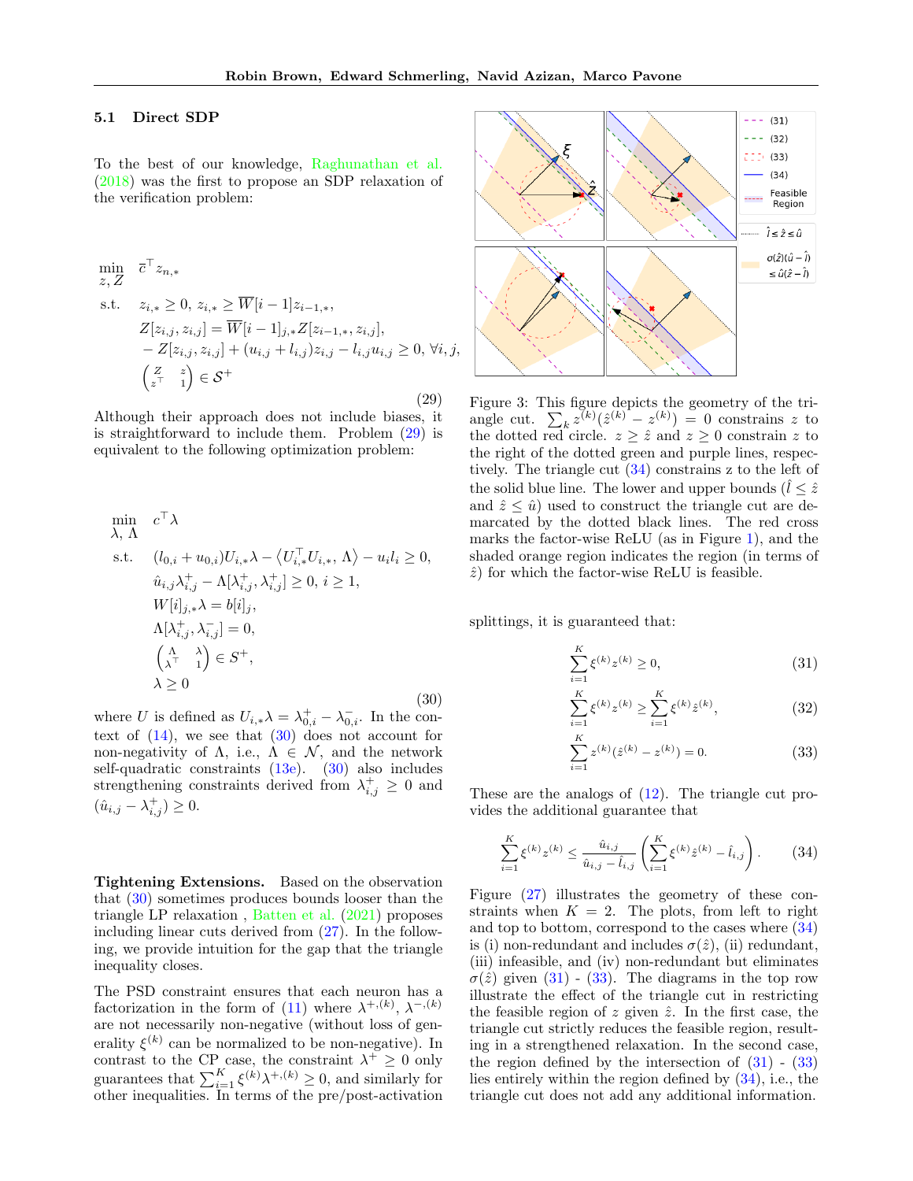### 5.1 Direct SDP

To the best of our knowledge, Raghunathan et al. (2018) was the first to propose an SDP relaxation of the verification problem:

$$
\begin{aligned}
\min_{z,\,Z} \quad & \bar{c}^\top z_{n,*} \\
\text{s.t.} \quad & z_{i,*} \geq 0,\; z_{i,*} \geq \overline{W}[i-1] z_{i-1,*}, \\
& Z[z_{i,j}, z_{i,j}] = \overline{W}[i-1]_{j,*} Z[z_{i-1,*}, z_{i,j}], \\
& -Z[z_{i,j}, z_{i,j}] + (u_{i,j} + l_{i,j}) z_{i,j} - l_{i,j} u_{i,j} \geq 0,\; \forall i, j, \\
& \begin{pmatrix} Z & z \\ z^\top & 1 \end{pmatrix} \in \mathcal{S}^+
\end{aligned}
\tag{29}
$$

Although their approach does not include biases, it is straightforward to include them. Problem (29) is equivalent to the following optimization problem:

$$
\begin{aligned}
\min_{\lambda,\,\Lambda} \quad & c^\top \lambda \\
\text{s.t.} \quad & (l_{0,i} + u_{0,i}) U_{i,*} \lambda - \left\langle U_{i,*}^\top U_{i,*},\, \Lambda \right\rangle - u_i l_i \geq 0, \\
& \hat{u}_{i,j} \lambda^+_{i,j} - \Lambda[\lambda^+_{i,j}, \lambda^+_{i,j}] \geq 0,\; i \geq 1, \\
& W[i]_{j,*} \lambda = b[i]_j, \\
& \Lambda[\lambda^+_{i,j}, \lambda^-_{i,j}] = 0, \\
& \begin{pmatrix} \Lambda & \lambda \\ \lambda^\top & 1 \end{pmatrix} \in S^+, \\
& \lambda \geq 0
\end{aligned}
\tag{30}
$$

where $U$ is defined as $U_{i,*}\lambda = \lambda^+_{0,i} - \lambda^-_{0,i}$. In the context of (14), we see that (30) does not account for non-negativity of $\Lambda$, i.e., $\Lambda \in \mathcal{N}$, and the network self-quadratic constraints (13e). (30) also includes strengthening constraints derived from $\lambda^+_{i,j} \geq 0$ and $(\hat{u}_{i,j} - \lambda^+_{i,j}) \geq 0$.

**Tightening Extensions.** Based on the observation that (30) sometimes produces bounds looser than the triangle LP relaxation , Batten et al. (2021) proposes including linear cuts derived from (27). In the following, we provide intuition for the gap that the triangle inequality closes.

The PSD constraint ensures that each neuron has a factorization in the form of (11) where $\lambda^{+,(k)}$, $\lambda^{-,(k)}$ are not necessarily non-negative (without loss of generality $\xi^{(k)}$ can be normalized to be non-negative). In contrast to the CP case, the constraint $\lambda^+ \geq 0$ only guarantees that $\sum_{i=1}^K \xi^{(k)} \lambda^{+,(k)} \geq 0$, and similarly for other inequalities. In terms of the pre/post-activation splittings, it is guaranteed that:

$$
\sum_{i=1}^K \xi^{(k)} z^{(k)} \geq 0, \tag{31}
$$

$$
\sum_{i=1}^K \xi^{(k)} z^{(k)} \geq \sum_{i=1}^K \xi^{(k)} \hat{z}^{(k)}, \tag{32}
$$

$$
\sum_{i=1}^K z^{(k)} (\hat{z}^{(k)} - z^{(k)}) = 0. \tag{33}
$$

These are the analogs of (12). The triangle cut provides the additional guarantee that

$$
\sum_{i=1}^K \xi^{(k)} z^{(k)} \leq \frac{\hat{u}_{i,j}}{\hat{u}_{i,j} - \hat{l}_{i,j}} \left( \sum_{i=1}^K \xi^{(k)} \hat{z}^{(k)} - \hat{l}_{i,j} \right). \tag{34}
$$

Figure 3: This figure depicts the geometry of the triangle cut. $\sum_k z^{(k)}(\hat{z}^{(k)} - z^{(k)}) = 0$ constrains $z$ to the dotted red circle. $z \geq \hat{z}$ and $z \geq 0$ constrain $z$ to the right of the dotted green and purple lines, respectively. The triangle cut (34) constrains z to the left of the solid blue line. The lower and upper bounds ($\hat{l} \leq \hat{z}$ and $\hat{z} \leq \hat{u}$) used to construct the triangle cut are demarcated by the dotted black lines. The red cross marks the factor-wise ReLU (as in Figure 1), and the shaded orange region indicates the region (in terms of $\hat{z}$) for which the factor-wise ReLU is feasible.

Figure (27) illustrates the geometry of these constraints when $K = 2$. The plots, from left to right and top to bottom, correspond to the cases where (34) is (i) non-redundant and includes $\sigma(\hat{z})$, (ii) redundant, (iii) infeasible, and (iv) non-redundant but eliminates $\sigma(\hat{z})$ given (31) - (33). The diagrams in the top row illustrate the effect of the triangle cut in restricting the feasible region of $z$ given $\hat{z}$. In the first case, the triangle cut strictly reduces the feasible region, resulting in a strengthened relaxation. In the second case, the region defined by the intersection of (31) - (33) lies entirely within the region defined by (34), i.e., the triangle cut does not add any additional information.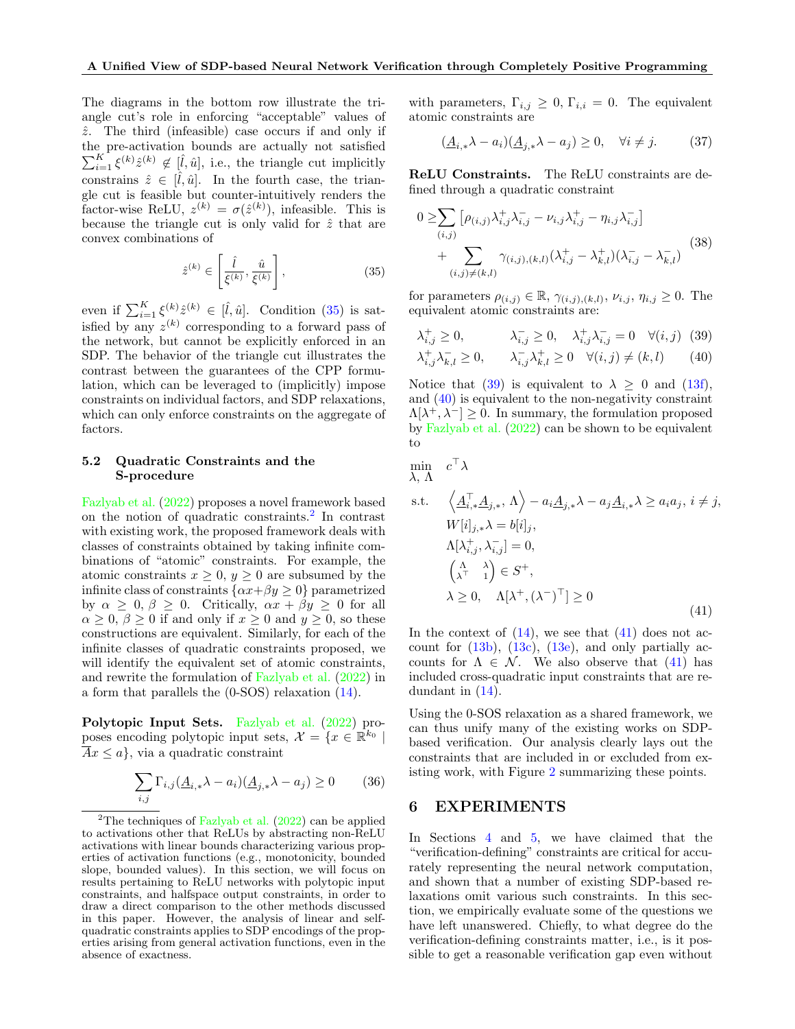The diagrams in the bottom row illustrate the triangle cut's role in enforcing "acceptable" values of $\hat{z}$. The third (infeasible) case occurs if and only if the pre-activation bounds are actually not satisfied $\sum_{i=1}^{K} \xi^{(k)} \hat{z}^{(k)} \notin [\hat{l}, \hat{u}]$, i.e., the triangle cut implicitly constrains $\hat{z} \in [\hat{l}, \hat{u}]$. In the fourth case, the triangle cut is feasible but counter-intuitively renders the factor-wise ReLU, $z^{(k)} = \sigma(\hat{z}^{(k)})$, infeasible. This is because the triangle cut is only valid for $\hat{z}$ that are convex combinations of

$$\hat{z}^{(k)} \in \left[\frac{\hat{l}}{\xi^{(k)}}, \frac{\hat{u}}{\xi^{(k)}}\right], \tag{35}$$

even if $\sum_{i=1}^{K} \xi^{(k)} \hat{z}^{(k)} \in [\hat{l}, \hat{u}]$. Condition (35) is satisfied by any $z^{(k)}$ corresponding to a forward pass of the network, but cannot be explicitly enforced in an SDP. The behavior of the triangle cut illustrates the contrast between the guarantees of the CPP formulation, which can be leveraged to (implicitly) impose constraints on individual factors, and SDP relaxations, which can only enforce constraints on the aggregate of factors.

### 5.2 Quadratic Constraints and the S-procedure

Fazlyab et al. (2022) proposes a novel framework based on the notion of quadratic constraints.[2] In contrast with existing work, the proposed framework deals with classes of constraints obtained by taking infinite combinations of "atomic" constraints. For example, the atomic constraints $x \geq 0$, $y \geq 0$ are subsumed by the infinite class of constraints $\{\alpha x + \beta y \geq 0\}$ parametrized by $\alpha \geq 0$, $\beta \geq 0$. Critically, $\alpha x + \beta y \geq 0$ for all $\alpha \geq 0$, $\beta \geq 0$ if and only if $x \geq 0$ and $y \geq 0$, so these constructions are equivalent. Similarly, for each of the infinite classes of quadratic constraints proposed, we will identify the equivalent set of atomic constraints, and rewrite the formulation of Fazlyab et al. (2022) in a form that parallels the (0-SOS) relaxation (14).

**Polytopic Input Sets.** Fazlyab et al. (2022) proposes encoding polytopic input sets, $\mathcal{X} = \{x \in \mathbb{R}^{k_0} \mid \overline{A}x \leq a\}$, via a quadratic constraint

$$\sum_{i,j} \Gamma_{i,j} (\underline{A}_{i,*}\lambda - a_i)(\underline{A}_{j,*}\lambda - a_j) \geq 0 \tag{36}$$

with parameters, $\Gamma_{i,j} \geq 0$, $\Gamma_{i,i} = 0$. The equivalent atomic constraints are

$$(\underline{A}_{i,*}\lambda - a_i)(\underline{A}_{j,*}\lambda - a_j) \geq 0, \quad \forall i \neq j. \tag{37}$$

**ReLU Constraints.** The ReLU constraints are defined through a quadratic constraint

$$\begin{aligned} 0 \geq &\sum_{(i,j)} \left[\rho_{(i,j)} \lambda_{i,j}^{+} \lambda_{i,j}^{-} - \nu_{i,j} \lambda_{i,j}^{+} - \eta_{i,j} \lambda_{i,j}^{-}\right] \\ &+ \sum_{(i,j) \neq (k,l)} \gamma_{(i,j),(k,l)} (\lambda_{i,j}^{+} - \lambda_{k,l}^{+})(\lambda_{i,j}^{-} - \lambda_{k,l}^{-}) \end{aligned} \tag{38}$$

for parameters $\rho_{(i,j)} \in \mathbb{R}$, $\gamma_{(i,j),(k,l)}$, $\nu_{i,j}$, $\eta_{i,j} \geq 0$. The equivalent atomic constraints are:

$$\lambda_{i,j}^{+} \geq 0, \qquad \lambda_{i,j}^{-} \geq 0, \quad \lambda_{i,j}^{+} \lambda_{i,j}^{-} = 0 \quad \forall (i,j) \tag{39}$$

$$\lambda_{i,j}^{+} \lambda_{k,l}^{-} \geq 0, \qquad \lambda_{i,j}^{-} \lambda_{k,l}^{+} \geq 0 \quad \forall (i,j) \neq (k,l) \tag{40}$$

Notice that (39) is equivalent to $\lambda \geq 0$ and (13f), and (40) is equivalent to the non-negativity constraint $\Lambda[\lambda^{+}, \lambda^{-}] \geq 0$. In summary, the formulation proposed by Fazlyab et al. (2022) can be shown to be equivalent to

$$\begin{aligned} \min_{\lambda,\, \Lambda} \quad & c^{\top} \lambda \\ \text{s.t.} \quad & \left\langle \underline{A}_{i,*}^{\top} \underline{A}_{j,*},\, \Lambda \right\rangle - a_i \underline{A}_{j,*}\lambda - a_j \underline{A}_{i,*}\lambda \geq a_i a_j,\ i \neq j, \\ & W[i]_{j,*}\lambda = b[i]_j, \\ & \Lambda[\lambda_{i,j}^{+}, \lambda_{i,j}^{-}] = 0, \\ & \begin{pmatrix} \Lambda & \lambda \\ \lambda^{\top} & 1 \end{pmatrix} \in S^{+}, \\ & \lambda \geq 0, \quad \Lambda[\lambda^{+}, (\lambda^{-})^{\top}] \geq 0 \end{aligned} \tag{41}$$

In the context of (14), we see that (41) does not account for (13b), (13c), (13e), and only partially accounts for $\Lambda \in \mathcal{N}$. We also observe that (41) has included cross-quadratic input constraints that are redundant in (14).

Using the 0-SOS relaxation as a shared framework, we can thus unify many of the existing works on SDP-based verification. Our analysis clearly lays out the constraints that are included in or excluded from existing work, with Figure 2 summarizing these points.

## 6 EXPERIMENTS

In Sections 4 and 5, we have claimed that the "verification-defining" constraints are critical for accurately representing the neural network computation, and shown that a number of existing SDP-based relaxations omit various such constraints. In this section, we empirically evaluate some of the questions we have left unanswered. Chiefly, to what degree do the verification-defining constraints matter, i.e., is it possible to get a reasonable verification gap even without

[2] The techniques of Fazlyab et al. (2022) can be applied to activations other that ReLUs by abstracting non-ReLU activations with linear bounds characterizing various properties of activation functions (e.g., monotonicity, bounded slope, bounded values). In this section, we will focus on results pertaining to ReLU networks with polytopic input constraints, and halfspace output constraints, in order to draw a direct comparison to the other methods discussed in this paper. However, the analysis of linear and self-quadratic constraints applies to SDP encodings of the properties arising from general activation functions, even in the absence of exactness.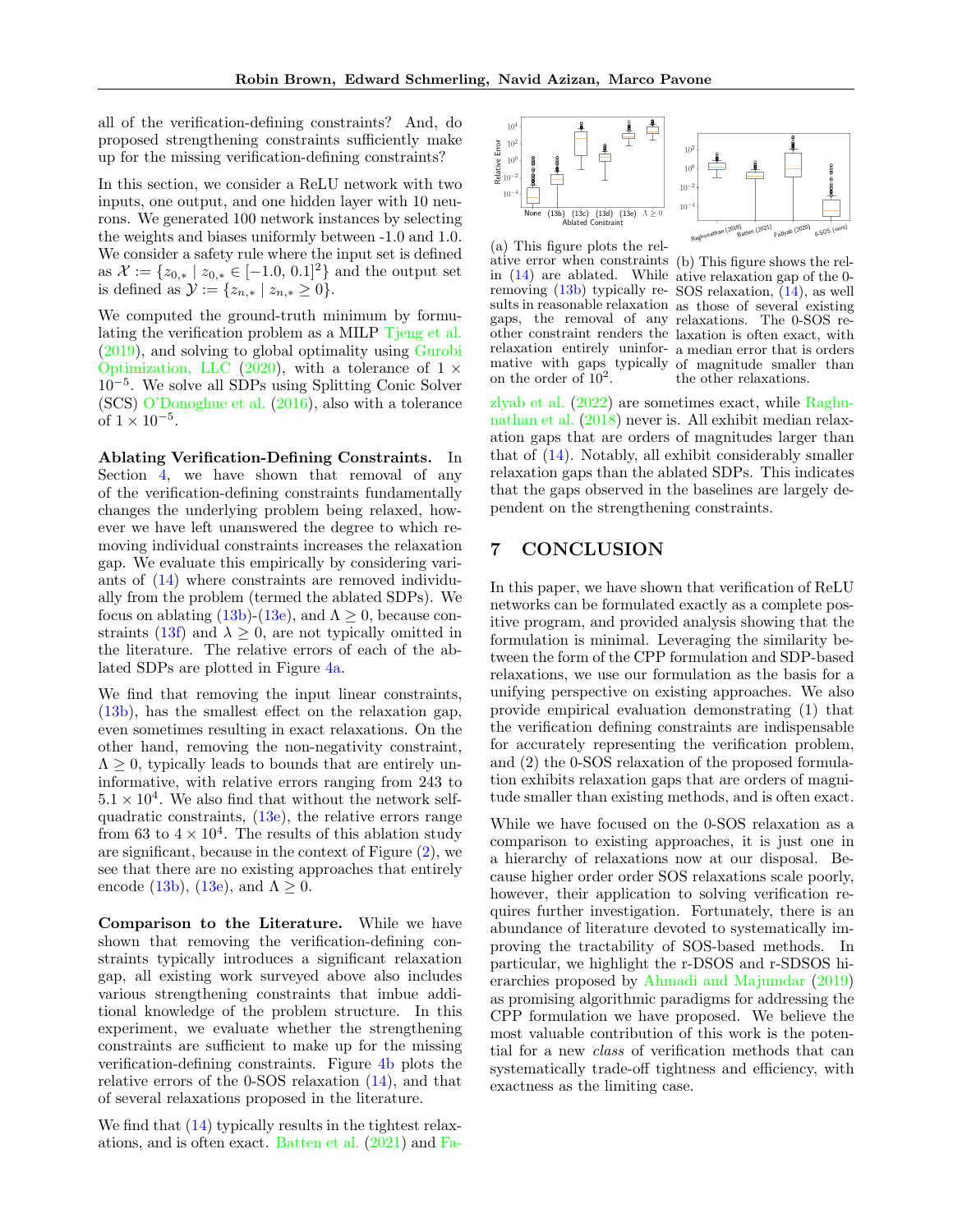all of the verification-defining constraints? And, do proposed strengthening constraints sufficiently make up for the missing verification-defining constraints?

In this section, we consider a ReLU network with two inputs, one output, and one hidden layer with 10 neurons. We generated 100 network instances by selecting the weights and biases uniformly between -1.0 and 1.0. We consider a safety rule where the input set is defined as $\mathcal{X} := \{z_{0,*} \mid z_{0,*} \in [-1.0, 0.1]^2\}$ and the output set is defined as $\mathcal{Y} := \{z_{n,*} \mid z_{n,*} \geq 0\}$.

We computed the ground-truth minimum by formulating the verification problem as a MILP Tjeng et al. (2019), and solving to global optimality using Gurobi Optimization, LLC (2020), with a tolerance of $1 \times 10^{-5}$. We solve all SDPs using Splitting Conic Solver (SCS) O'Donoghue et al. (2016), also with a tolerance of $1 \times 10^{-5}$.

**Ablating Verification-Defining Constraints.** In Section 4, we have shown that removal of any of the verification-defining constraints fundamentally changes the underlying problem being relaxed, however we have left unanswered the degree to which removing individual constraints increases the relaxation gap. We evaluate this empirically by considering variants of (14) where constraints are removed individually from the problem (termed the ablated SDPs). We focus on ablating (13b)-(13e), and $\Lambda \geq 0$, because constraints (13f) and $\lambda \geq 0$, are not typically omitted in the literature. The relative errors of each of the ablated SDPs are plotted in Figure 4a.

We find that removing the input linear constraints, (13b), has the smallest effect on the relaxation gap, even sometimes resulting in exact relaxations. On the other hand, removing the non-negativity constraint, $\Lambda \geq 0$, typically leads to bounds that are entirely uninformative, with relative errors ranging from 243 to $5.1 \times 10^4$. We also find that without the network self-quadratic constraints, (13e), the relative errors range from 63 to $4 \times 10^4$. The results of this ablation study are significant, because in the context of Figure (2), we see that there are no existing approaches that entirely encode (13b), (13e), and $\Lambda \geq 0$.

**Comparison to the Literature.** While we have shown that removing the verification-defining constraints typically introduces a significant relaxation gap, all existing work surveyed above also includes various strengthening constraints that imbue additional knowledge of the problem structure. In this experiment, we evaluate whether the strengthening constraints are sufficient to make up for the missing verification-defining constraints. Figure 4b plots the relative errors of the 0-SOS relaxation (14), and that of several relaxations proposed in the literature.

We find that (14) typically results in the tightest relaxations, and is often exact. Batten et al. (2021) and Fazlyab et al. (2022) are sometimes exact, while Raghunathan et al. (2018) never is. All exhibit median relaxation gaps that are orders of magnitudes larger than that of (14). Notably, all exhibit considerably smaller relaxation gaps than the ablated SDPs. This indicates that the gaps observed in the baselines are largely dependent on the strengthening constraints.

(a) This figure plots the relative error when constraints in (14) are ablated. While removing (13b) typically results in reasonable relaxation gaps, the removal of any other constraint renders the relaxation entirely uninformative with gaps typically on the order of $10^2$.

(b) This figure shows the relative relaxation gap of the 0-SOS relaxation, (14), as well as those of several existing relaxations. The 0-SOS relaxation is often exact, with a median error that is orders of magnitude smaller than the other relaxations.

## 7 CONCLUSION

In this paper, we have shown that verification of ReLU networks can be formulated exactly as a complete positive program, and provided analysis showing that the formulation is minimal. Leveraging the similarity between the form of the CPP formulation and SDP-based relaxations, we use our formulation as the basis for a unifying perspective on existing approaches. We also provide empirical evaluation demonstrating (1) that the verification defining constraints are indispensable for accurately representing the verification problem, and (2) the 0-SOS relaxation of the proposed formulation exhibits relaxation gaps that are orders of magnitude smaller than existing methods, and is often exact.

While we have focused on the 0-SOS relaxation as a comparison to existing approaches, it is just one in a hierarchy of relaxations now at our disposal. Because higher order order SOS relaxations scale poorly, however, their application to solving verification requires further investigation. Fortunately, there is an abundance of literature devoted to systematically improving the tractability of SOS-based methods. In particular, we highlight the r-DSOS and r-SDSOS hierarchies proposed by Ahmadi and Majumdar (2019) as promising algorithmic paradigms for addressing the CPP formulation we have proposed. We believe the most valuable contribution of this work is the potential for a new *class* of verification methods that can systematically trade-off tightness and efficiency, with exactness as the limiting case.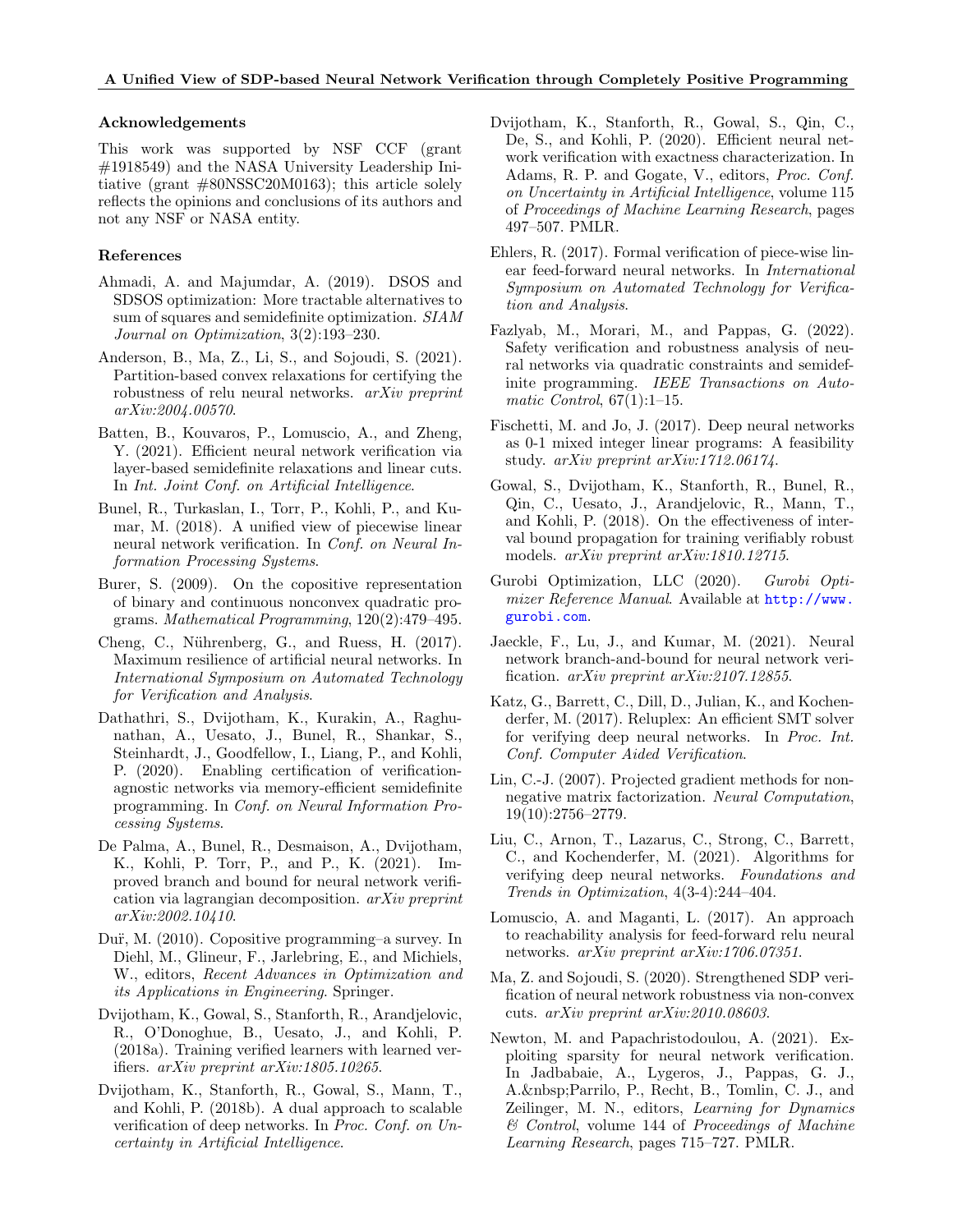## Acknowledgements

This work was supported by NSF CCF (grant #1918549) and the NASA University Leadership Initiative (grant #80NSSC20M0163); this article solely reflects the opinions and conclusions of its authors and not any NSF or NASA entity.

## References

Ahmadi, A. and Majumdar, A. (2019). DSOS and SDSOS optimization: More tractable alternatives to sum of squares and semidefinite optimization. *SIAM Journal on Optimization*, 3(2):193–230.

Anderson, B., Ma, Z., Li, S., and Sojoudi, S. (2021). Partition-based convex relaxations for certifying the robustness of relu neural networks. *arXiv preprint arXiv:2004.00570*.

Batten, B., Kouvaros, P., Lomuscio, A., and Zheng, Y. (2021). Efficient neural network verification via layer-based semidefinite relaxations and linear cuts. In *Int. Joint Conf. on Artificial Intelligence*.

Bunel, R., Turkaslan, I., Torr, P., Kohli, P., and Kumar, M. (2018). A unified view of piecewise linear neural network verification. In *Conf. on Neural Information Processing Systems*.

Burer, S. (2009). On the copositive representation of binary and continuous nonconvex quadratic programs. *Mathematical Programming*, 120(2):479–495.

Cheng, C., Nührenberg, G., and Ruess, H. (2017). Maximum resilience of artificial neural networks. In *International Symposium on Automated Technology for Verification and Analysis*.

Dathathri, S., Dvijotham, K., Kurakin, A., Raghunathan, A., Uesato, J., Bunel, R., Shankar, S., Steinhardt, J., Goodfellow, I., Liang, P., and Kohli, P. (2020). Enabling certification of verification-agnostic networks via memory-efficient semidefinite programming. In *Conf. on Neural Information Processing Systems*.

De Palma, A., Bunel, R., Desmaison, A., Dvijotham, K., Kohli, P. Torr, P., and P., K. (2021). Improved branch and bound for neural network verification via lagrangian decomposition. *arXiv preprint arXiv:2002.10410*.

Dur̆, M. (2010). Copositive programming–a survey. In Diehl, M., Glineur, F., Jarlebring, E., and Michiels, W., editors, *Recent Advances in Optimization and its Applications in Engineering*. Springer.

Dvijotham, K., Gowal, S., Stanforth, R., Arandjelovic, R., O'Donoghue, B., Uesato, J., and Kohli, P. (2018a). Training verified learners with learned verifiers. *arXiv preprint arXiv:1805.10265*.

Dvijotham, K., Stanforth, R., Gowal, S., Mann, T., and Kohli, P. (2018b). A dual approach to scalable verification of deep networks. In *Proc. Conf. on Uncertainty in Artificial Intelligence*.

Dvijotham, K., Stanforth, R., Gowal, S., Qin, C., De, S., and Kohli, P. (2020). Efficient neural network verification with exactness characterization. In Adams, R. P. and Gogate, V., editors, *Proc. Conf. on Uncertainty in Artificial Intelligence*, volume 115 of *Proceedings of Machine Learning Research*, pages 497–507. PMLR.

Ehlers, R. (2017). Formal verification of piece-wise linear feed-forward neural networks. In *International Symposium on Automated Technology for Verification and Analysis*.

Fazlyab, M., Morari, M., and Pappas, G. (2022). Safety verification and robustness analysis of neural networks via quadratic constraints and semidefinite programming. *IEEE Transactions on Automatic Control*, 67(1):1–15.

Fischetti, M. and Jo, J. (2017). Deep neural networks as 0-1 mixed integer linear programs: A feasibility study. *arXiv preprint arXiv:1712.06174*.

Gowal, S., Dvijotham, K., Stanforth, R., Bunel, R., Qin, C., Uesato, J., Arandjelovic, R., Mann, T., and Kohli, P. (2018). On the effectiveness of interval bound propagation for training verifiably robust models. *arXiv preprint arXiv:1810.12715*.

Gurobi Optimization, LLC (2020). *Gurobi Optimizer Reference Manual*. Available at http://www.gurobi.com.

Jaeckle, F., Lu, J., and Kumar, M. (2021). Neural network branch-and-bound for neural network verification. *arXiv preprint arXiv:2107.12855*.

Katz, G., Barrett, C., Dill, D., Julian, K., and Kochenderfer, M. (2017). Reluplex: An efficient SMT solver for verifying deep neural networks. In *Proc. Int. Conf. Computer Aided Verification*.

Lin, C.-J. (2007). Projected gradient methods for nonnegative matrix factorization. *Neural Computation*, 19(10):2756–2779.

Liu, C., Arnon, T., Lazarus, C., Strong, C., Barrett, C., and Kochenderfer, M. (2021). Algorithms for verifying deep neural networks. *Foundations and Trends in Optimization*, 4(3-4):244–404.

Lomuscio, A. and Maganti, L. (2017). An approach to reachability analysis for feed-forward relu neural networks. *arXiv preprint arXiv:1706.07351*.

Ma, Z. and Sojoudi, S. (2020). Strengthened SDP verification of neural network robustness via non-convex cuts. *arXiv preprint arXiv:2010.08603*.

Newton, M. and Papachristodoulou, A. (2021). Exploiting sparsity for neural network verification. In Jadbabaie, A., Lygeros, J., Pappas, G. J., A.&nbsp;Parrilo, P., Recht, B., Tomlin, C. J., and Zeilinger, M. N., editors, *Learning for Dynamics & Control*, volume 144 of *Proceedings of Machine Learning Research*, pages 715–727. PMLR.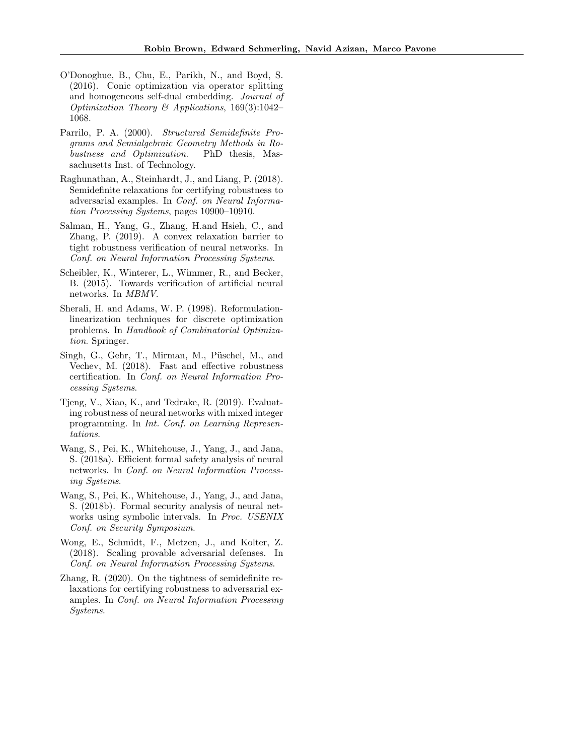O'Donoghue, B., Chu, E., Parikh, N., and Boyd, S. (2016). Conic optimization via operator splitting and homogeneous self-dual embedding. *Journal of Optimization Theory & Applications*, 169(3):1042–1068.

Parrilo, P. A. (2000). *Structured Semidefinite Programs and Semialgebraic Geometry Methods in Robustness and Optimization*. PhD thesis, Massachusetts Inst. of Technology.

Raghunathan, A., Steinhardt, J., and Liang, P. (2018). Semidefinite relaxations for certifying robustness to adversarial examples. In *Conf. on Neural Information Processing Systems*, pages 10900–10910.

Salman, H., Yang, G., Zhang, H.and Hsieh, C., and Zhang, P. (2019). A convex relaxation barrier to tight robustness verification of neural networks. In *Conf. on Neural Information Processing Systems*.

Scheibler, K., Winterer, L., Wimmer, R., and Becker, B. (2015). Towards verification of artificial neural networks. In *MBMV*.

Sherali, H. and Adams, W. P. (1998). Reformulation-linearization techniques for discrete optimization problems. In *Handbook of Combinatorial Optimization*. Springer.

Singh, G., Gehr, T., Mirman, M., Püschel, M., and Vechev, M. (2018). Fast and effective robustness certification. In *Conf. on Neural Information Processing Systems*.

Tjeng, V., Xiao, K., and Tedrake, R. (2019). Evaluating robustness of neural networks with mixed integer programming. In *Int. Conf. on Learning Representations*.

Wang, S., Pei, K., Whitehouse, J., Yang, J., and Jana, S. (2018a). Efficient formal safety analysis of neural networks. In *Conf. on Neural Information Processing Systems*.

Wang, S., Pei, K., Whitehouse, J., Yang, J., and Jana, S. (2018b). Formal security analysis of neural networks using symbolic intervals. In *Proc. USENIX Conf. on Security Symposium*.

Wong, E., Schmidt, F., Metzen, J., and Kolter, Z. (2018). Scaling provable adversarial defenses. In *Conf. on Neural Information Processing Systems*.

Zhang, R. (2020). On the tightness of semidefinite relaxations for certifying robustness to adversarial examples. In *Conf. on Neural Information Processing Systems*.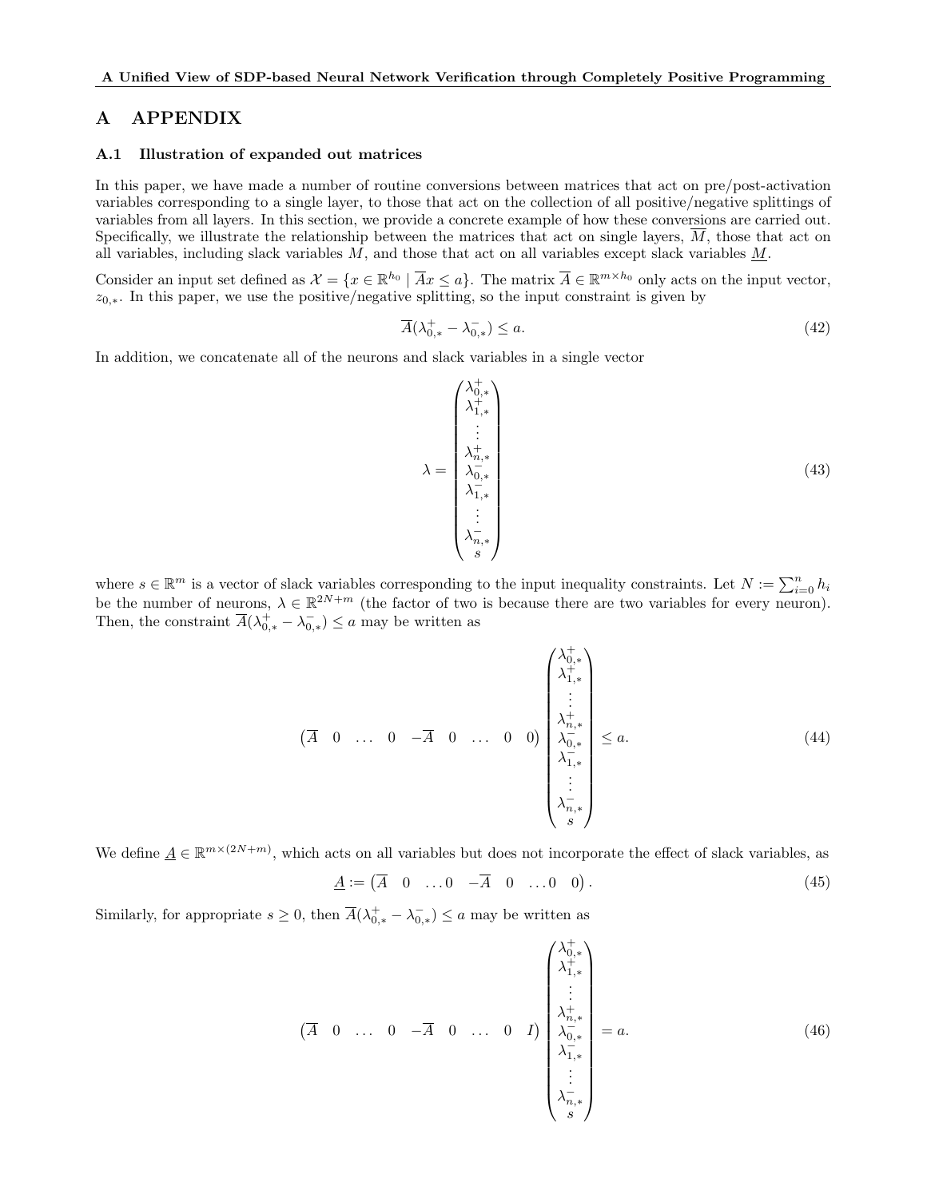# A APPENDIX

## A.1 Illustration of expanded out matrices

In this paper, we have made a number of routine conversions between matrices that act on pre/post-activation variables corresponding to a single layer, to those that act on the collection of all positive/negative splittings of variables from all layers. In this section, we provide a concrete example of how these conversions are carried out. Specifically, we illustrate the relationship between the matrices that act on single layers, $\overline{M}$, those that act on all variables, including slack variables $M$, and those that act on all variables except slack variables $\underline{M}$.

Consider an input set defined as $\mathcal{X} = \{x \in \mathbb{R}^{h_0} \mid \overline{A}x \leq a\}$. The matrix $\overline{A} \in \mathbb{R}^{m \times h_0}$ only acts on the input vector, $z_{0,*}$. In this paper, we use the positive/negative splitting, so the input constraint is given by

$$\overline{A}(\lambda_{0,*}^{+} - \lambda_{0,*}^{-}) \leq a. \tag{42}$$

In addition, we concatenate all of the neurons and slack variables in a single vector

$$\lambda = \begin{pmatrix} \lambda_{0,*}^{+} \\ \lambda_{1,*}^{+} \\ \vdots \\ \lambda_{n,*}^{+} \\ \lambda_{0,*}^{-} \\ \lambda_{1,*}^{-} \\ \vdots \\ \lambda_{n,*}^{-} \\ s \end{pmatrix} \tag{43}$$

where $s \in \mathbb{R}^m$ is a vector of slack variables corresponding to the input inequality constraints. Let $N := \sum_{i=0}^{n} h_i$ be the number of neurons, $\lambda \in \mathbb{R}^{2N+m}$ (the factor of two is because there are two variables for every neuron). Then, the constraint $\overline{A}(\lambda_{0,*}^{+} - \lambda_{0,*}^{-}) \leq a$ may be written as

$$\begin{pmatrix} \overline{A} & 0 & \dots & 0 & -\overline{A} & 0 & \dots & 0 & 0 \end{pmatrix} \begin{pmatrix} \lambda_{0,*}^{+} \\ \lambda_{1,*}^{+} \\ \vdots \\ \lambda_{n,*}^{+} \\ \lambda_{0,*}^{-} \\ \lambda_{1,*}^{-} \\ \vdots \\ \lambda_{n,*}^{-} \\ s \end{pmatrix} \leq a. \tag{44}$$

We define $\underline{A} \in \mathbb{R}^{m \times (2N+m)}$, which acts on all variables but does not incorporate the effect of slack variables, as

$$\underline{A} := \begin{pmatrix} \overline{A} & 0 & \dots 0 & -\overline{A} & 0 & \dots 0 & 0 \end{pmatrix}. \tag{45}$$

Similarly, for appropriate $s \geq 0$, then $\overline{A}(\lambda_{0,*}^{+} - \lambda_{0,*}^{-}) \leq a$ may be written as

$$\begin{pmatrix} \overline{A} & 0 & \dots & 0 & -\overline{A} & 0 & \dots & 0 & I \end{pmatrix} \begin{pmatrix} \lambda_{0,*}^{+} \\ \lambda_{1,*}^{+} \\ \vdots \\ \lambda_{n,*}^{+} \\ \lambda_{0,*}^{-} \\ \lambda_{1,*}^{-} \\ \vdots \\ \lambda_{n,*}^{-} \\ s \end{pmatrix} = a. \tag{46}$$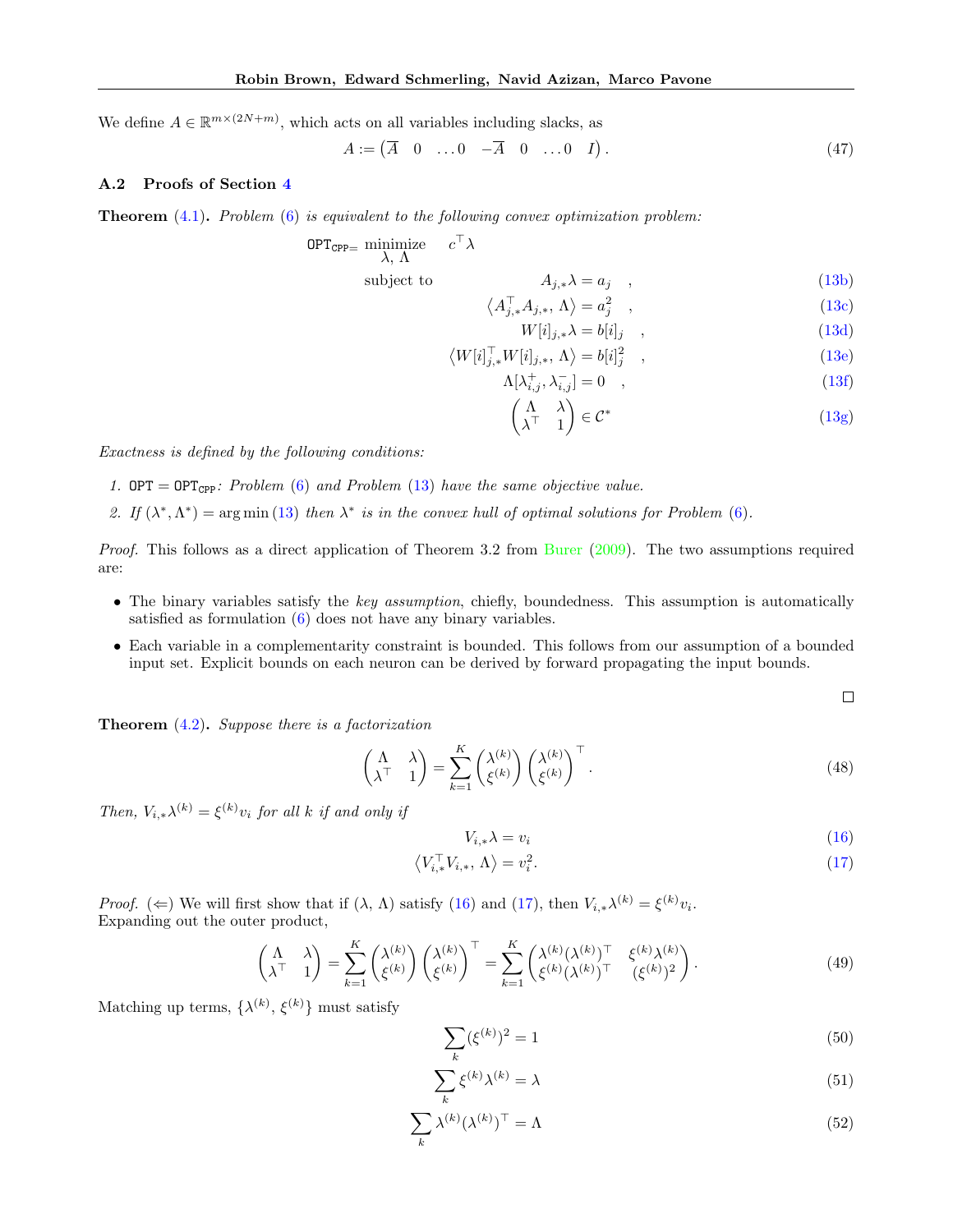We define $A \in \mathbb{R}^{m \times (2N+m)}$, which acts on all variables including slacks, as

$$A := \begin{pmatrix} \overline{A} & 0 & \dots 0 & -\overline{A} & 0 & \dots 0 & I \end{pmatrix}. \tag{47}$$

### A.2 Proofs of Section 4

**Theorem (4.1).** *Problem (6) is equivalent to the following convex optimization problem:*

$$
\begin{aligned}
\texttt{OPT}_{\texttt{CPP}} = \underset{\lambda,\, \Lambda}{\text{minimize}} \quad & c^\top \lambda \\
\text{subject to} \quad & A_{j,*}\lambda = a_j \quad , & \text{(13b)}\\
& \langle A_{j,*}^\top A_{j,*},\, \Lambda \rangle = a_j^2 \quad , & \text{(13c)}\\
& W[i]_{j,*}\lambda = b[i]_j \quad , & \text{(13d)}\\
& \langle W[i]_{j,*}^\top W[i]_{j,*},\, \Lambda \rangle = b[i]_j^2 \quad , & \text{(13e)}\\
& \Lambda[\lambda_{i,j}^+, \lambda_{i,j}^-] = 0 \quad , & \text{(13f)}\\
& \begin{pmatrix} \Lambda & \lambda \\ \lambda^\top & 1 \end{pmatrix} \in \mathcal{C}^* & \text{(13g)}
\end{aligned}
$$

*Exactness is defined by the following conditions:*

1. $\texttt{OPT} = \texttt{OPT}_{\texttt{CPP}}$*: Problem (6) and Problem (13) have the same objective value.*
2. *If $(\lambda^*, \Lambda^*) = \arg\min$ (13) then $\lambda^*$ is in the convex hull of optimal solutions for Problem (6).*

*Proof.* This follows as a direct application of Theorem 3.2 from Burer (2009). The two assumptions required are:

- The binary variables satisfy the *key assumption*, chiefly, boundedness. This assumption is automatically satisfied as formulation (6) does not have any binary variables.
- Each variable in a complementarity constraint is bounded. This follows from our assumption of a bounded input set. Explicit bounds on each neuron can be derived by forward propagating the input bounds.

□

**Theorem (4.2).** *Suppose there is a factorization*

$$\begin{pmatrix} \Lambda & \lambda \\ \lambda^\top & 1 \end{pmatrix} = \sum_{k=1}^{K} \begin{pmatrix} \lambda^{(k)} \\ \xi^{(k)} \end{pmatrix} \begin{pmatrix} \lambda^{(k)} \\ \xi^{(k)} \end{pmatrix}^\top. \tag{48}$$

*Then, $V_{i,*}\lambda^{(k)} = \xi^{(k)} v_i$ for all $k$ if and only if*

$$V_{i,*}\lambda = v_i \tag{16}$$

$$\langle V_{i,*}^\top V_{i,*},\, \Lambda \rangle = v_i^2. \tag{17}$$

*Proof.* ($\Leftarrow$) We will first show that if $(\lambda, \Lambda)$ satisfy (16) and (17), then $V_{i,*}\lambda^{(k)} = \xi^{(k)} v_i$. Expanding out the outer product,

$$\begin{pmatrix} \Lambda & \lambda \\ \lambda^\top & 1 \end{pmatrix} = \sum_{k=1}^{K} \begin{pmatrix} \lambda^{(k)} \\ \xi^{(k)} \end{pmatrix} \begin{pmatrix} \lambda^{(k)} \\ \xi^{(k)} \end{pmatrix}^\top = \sum_{k=1}^{K} \begin{pmatrix} \lambda^{(k)}(\lambda^{(k)})^\top & \xi^{(k)}\lambda^{(k)} \\ \xi^{(k)}(\lambda^{(k)})^\top & (\xi^{(k)})^2 \end{pmatrix}. \tag{49}$$

Matching up terms, $\{\lambda^{(k)}, \xi^{(k)}\}$ must satisfy

$$\sum_k (\xi^{(k)})^2 = 1 \tag{50}$$

$$\sum_k \xi^{(k)}\lambda^{(k)} = \lambda \tag{51}$$

$$\sum_k \lambda^{(k)}(\lambda^{(k)})^\top = \Lambda \tag{52}$$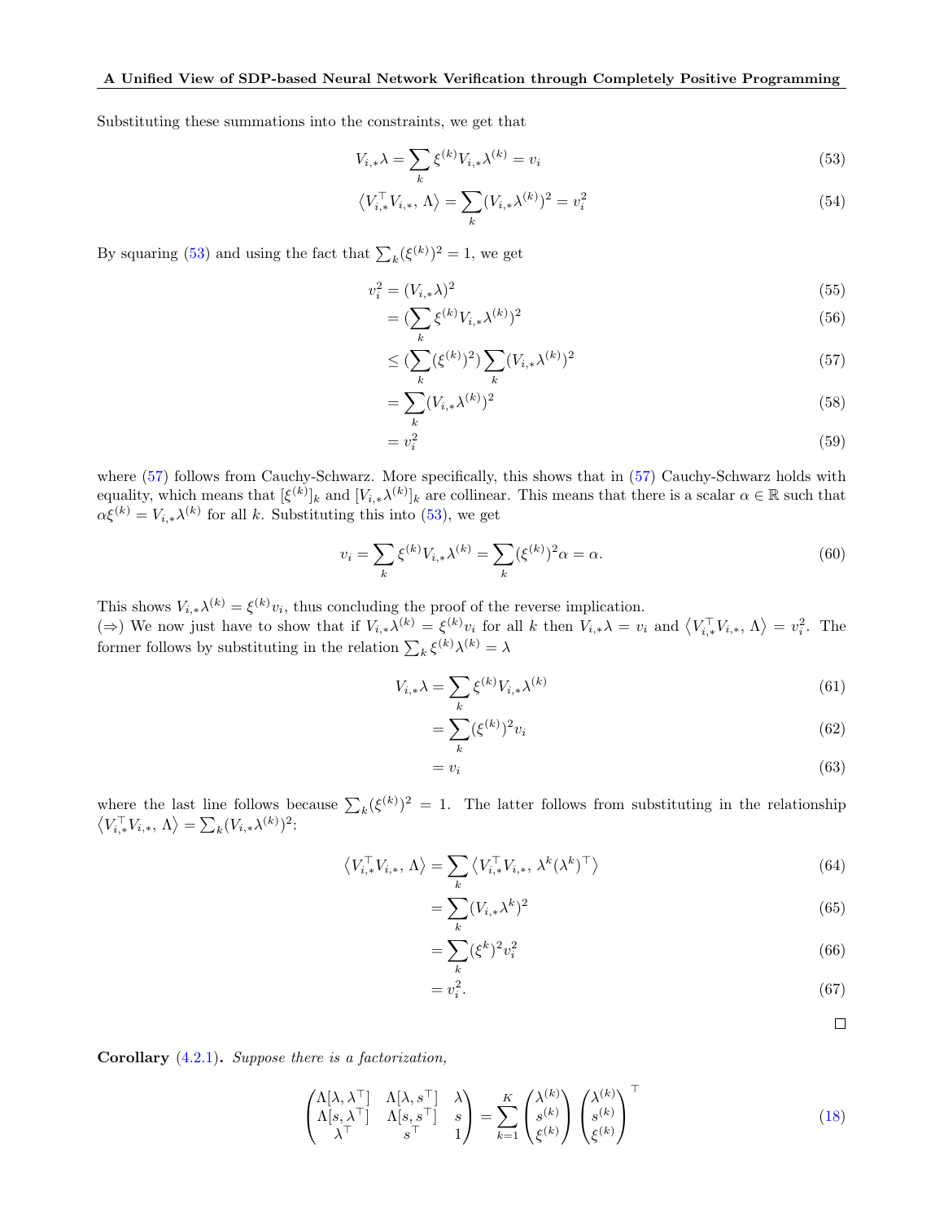Substituting these summations into the constraints, we get that

$$V_{i,*}\lambda = \sum_k \xi^{(k)} V_{i,*}\lambda^{(k)} = v_i \tag{53}$$

$$\left\langle V_{i,*}^\top V_{i,*},\, \Lambda \right\rangle = \sum_k (V_{i,*}\lambda^{(k)})^2 = v_i^2 \tag{54}$$

By squaring (53) and using the fact that $\sum_k (\xi^{(k)})^2 = 1$, we get

$$v_i^2 = (V_{i,*}\lambda)^2 \tag{55}$$

$$= (\sum_k \xi^{(k)} V_{i,*}\lambda^{(k)})^2 \tag{56}$$

$$\leq (\sum_k (\xi^{(k)})^2) \sum_k (V_{i,*}\lambda^{(k)})^2 \tag{57}$$

$$= \sum_k (V_{i,*}\lambda^{(k)})^2 \tag{58}$$

$$= v_i^2 \tag{59}$$

where (57) follows from Cauchy-Schwarz. More specifically, this shows that in (57) Cauchy-Schwarz holds with equality, which means that $[\xi^{(k)}]_k$ and $[V_{i,*}\lambda^{(k)}]_k$ are collinear. This means that there is a scalar $\alpha \in \mathbb{R}$ such that $\alpha \xi^{(k)} = V_{i,*}\lambda^{(k)}$ for all $k$. Substituting this into (53), we get

$$v_i = \sum_k \xi^{(k)} V_{i,*}\lambda^{(k)} = \sum_k (\xi^{(k)})^2 \alpha = \alpha. \tag{60}$$

This shows $V_{i,*}\lambda^{(k)} = \xi^{(k)} v_i$, thus concluding the proof of the reverse implication.
($\Rightarrow$) We now just have to show that if $V_{i,*}\lambda^{(k)} = \xi^{(k)} v_i$ for all $k$ then $V_{i,*}\lambda = v_i$ and $\left\langle V_{i,*}^\top V_{i,*},\, \Lambda \right\rangle = v_i^2$. The former follows by substituting in the relation $\sum_k \xi^{(k)}\lambda^{(k)} = \lambda$

$$V_{i,*}\lambda = \sum_k \xi^{(k)} V_{i,*}\lambda^{(k)} \tag{61}$$

$$= \sum_k (\xi^{(k)})^2 v_i \tag{62}$$

$$= v_i \tag{63}$$

where the last line follows because $\sum_k (\xi^{(k)})^2 = 1$. The latter follows from substituting in the relationship $\left\langle V_{i,*}^\top V_{i,*},\, \Lambda \right\rangle = \sum_k (V_{i,*}\lambda^{(k)})^2$:

$$\left\langle V_{i,*}^\top V_{i,*},\, \Lambda \right\rangle = \sum_k \left\langle V_{i,*}^\top V_{i,*},\, \lambda^k (\lambda^k)^\top \right\rangle \tag{64}$$

$$= \sum_k (V_{i,*}\lambda^k)^2 \tag{65}$$

$$= \sum_k (\xi^k)^2 v_i^2 \tag{66}$$

$$= v_i^2. \tag{67}$$

□

**Corollary** (4.2.1). *Suppose there is a factorization,*

$$\begin{pmatrix} \Lambda[\lambda, \lambda^\top] & \Lambda[\lambda, s^\top] & \lambda \\ \Lambda[s, \lambda^\top] & \Lambda[s, s^\top] & s \\ \lambda^\top & s^\top & 1 \end{pmatrix} = \sum_{k=1}^{K} \begin{pmatrix} \lambda^{(k)} \\ s^{(k)} \\ \xi^{(k)} \end{pmatrix} \begin{pmatrix} \lambda^{(k)} \\ s^{(k)} \\ \xi^{(k)} \end{pmatrix}^\top \tag{18}$$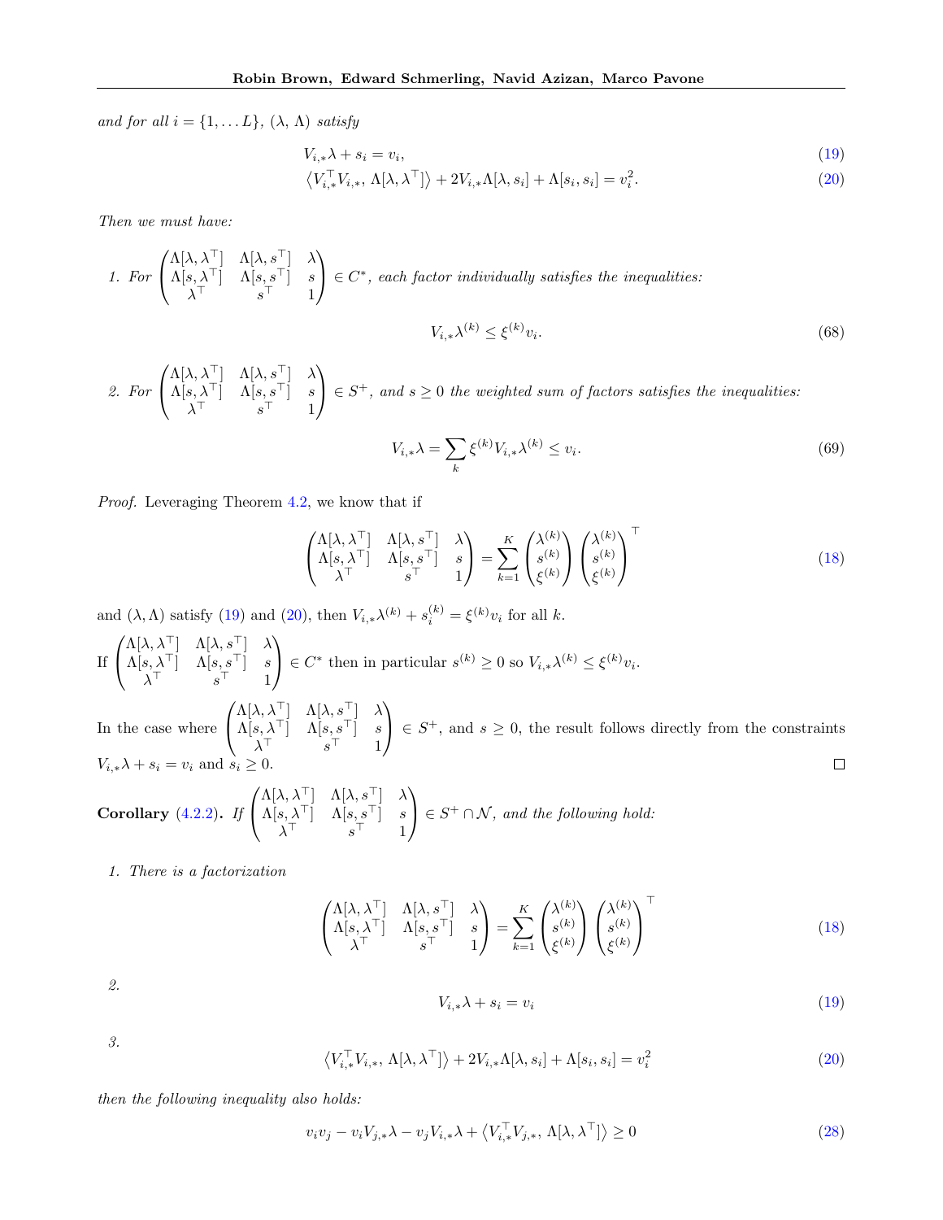*and for all $i = \{1, \dots L\}$, $(\lambda, \Lambda)$ satisfy*

$$V_{i,*}\lambda + s_i = v_i, \tag{19}$$

$$\left\langle V_{i,*}^\top V_{i,*},\, \Lambda[\lambda, \lambda^\top] \right\rangle + 2V_{i,*}\Lambda[\lambda, s_i] + \Lambda[s_i, s_i] = v_i^2. \tag{20}$$

*Then we must have:*

1. *For* $\begin{pmatrix} \Lambda[\lambda, \lambda^\top] & \Lambda[\lambda, s^\top] & \lambda \\ \Lambda[s, \lambda^\top] & \Lambda[s, s^\top] & s \\ \lambda^\top & s^\top & 1 \end{pmatrix} \in C^*$, *each factor individually satisfies the inequalities:*

$$V_{i,*}\lambda^{(k)} \leq \xi^{(k)} v_i. \tag{68}$$

2. *For* $\begin{pmatrix} \Lambda[\lambda, \lambda^\top] & \Lambda[\lambda, s^\top] & \lambda \\ \Lambda[s, \lambda^\top] & \Lambda[s, s^\top] & s \\ \lambda^\top & s^\top & 1 \end{pmatrix} \in S^+$, *and* $s \geq 0$ *the weighted sum of factors satisfies the inequalities:*

$$V_{i,*}\lambda = \sum_k \xi^{(k)} V_{i,*}\lambda^{(k)} \leq v_i. \tag{69}$$

*Proof.* Leveraging Theorem 4.2, we know that if

$$\begin{pmatrix} \Lambda[\lambda, \lambda^\top] & \Lambda[\lambda, s^\top] & \lambda \\ \Lambda[s, \lambda^\top] & \Lambda[s, s^\top] & s \\ \lambda^\top & s^\top & 1 \end{pmatrix} = \sum_{k=1}^K \begin{pmatrix} \lambda^{(k)} \\ s^{(k)} \\ \xi^{(k)} \end{pmatrix} \begin{pmatrix} \lambda^{(k)} \\ s^{(k)} \\ \xi^{(k)} \end{pmatrix}^\top \tag{18}$$

and $(\lambda, \Lambda)$ satisfy (19) and (20), then $V_{i,*}\lambda^{(k)} + s_i^{(k)} = \xi^{(k)} v_i$ for all $k$.

If $\begin{pmatrix} \Lambda[\lambda, \lambda^\top] & \Lambda[\lambda, s^\top] & \lambda \\ \Lambda[s, \lambda^\top] & \Lambda[s, s^\top] & s \\ \lambda^\top & s^\top & 1 \end{pmatrix} \in C^*$ then in particular $s^{(k)} \geq 0$ so $V_{i,*}\lambda^{(k)} \leq \xi^{(k)} v_i$.

In the case where $\begin{pmatrix} \Lambda[\lambda, \lambda^\top] & \Lambda[\lambda, s^\top] & \lambda \\ \Lambda[s, \lambda^\top] & \Lambda[s, s^\top] & s \\ \lambda^\top & s^\top & 1 \end{pmatrix} \in S^+$, and $s \geq 0$, the result follows directly from the constraints $V_{i,*}\lambda + s_i = v_i$ and $s_i \geq 0$. □

**Corollary (4.2.2).** *If* $\begin{pmatrix} \Lambda[\lambda, \lambda^\top] & \Lambda[\lambda, s^\top] & \lambda \\ \Lambda[s, \lambda^\top] & \Lambda[s, s^\top] & s \\ \lambda^\top & s^\top & 1 \end{pmatrix} \in S^+ \cap \mathcal{N}$, *and the following hold:*

1. *There is a factorization*

$$\begin{pmatrix} \Lambda[\lambda, \lambda^\top] & \Lambda[\lambda, s^\top] & \lambda \\ \Lambda[s, \lambda^\top] & \Lambda[s, s^\top] & s \\ \lambda^\top & s^\top & 1 \end{pmatrix} = \sum_{k=1}^K \begin{pmatrix} \lambda^{(k)} \\ s^{(k)} \\ \xi^{(k)} \end{pmatrix} \begin{pmatrix} \lambda^{(k)} \\ s^{(k)} \\ \xi^{(k)} \end{pmatrix}^\top \tag{18}$$

2.

$$V_{i,*}\lambda + s_i = v_i \tag{19}$$

3.

$$\left\langle V_{i,*}^\top V_{i,*},\, \Lambda[\lambda, \lambda^\top] \right\rangle + 2V_{i,*}\Lambda[\lambda, s_i] + \Lambda[s_i, s_i] = v_i^2 \tag{20}$$

*then the following inequality also holds:*

$$v_i v_j - v_i V_{j,*}\lambda - v_j V_{i,*}\lambda + \left\langle V_{i,*}^\top V_{j,*},\, \Lambda[\lambda, \lambda^\top] \right\rangle \geq 0 \tag{28}$$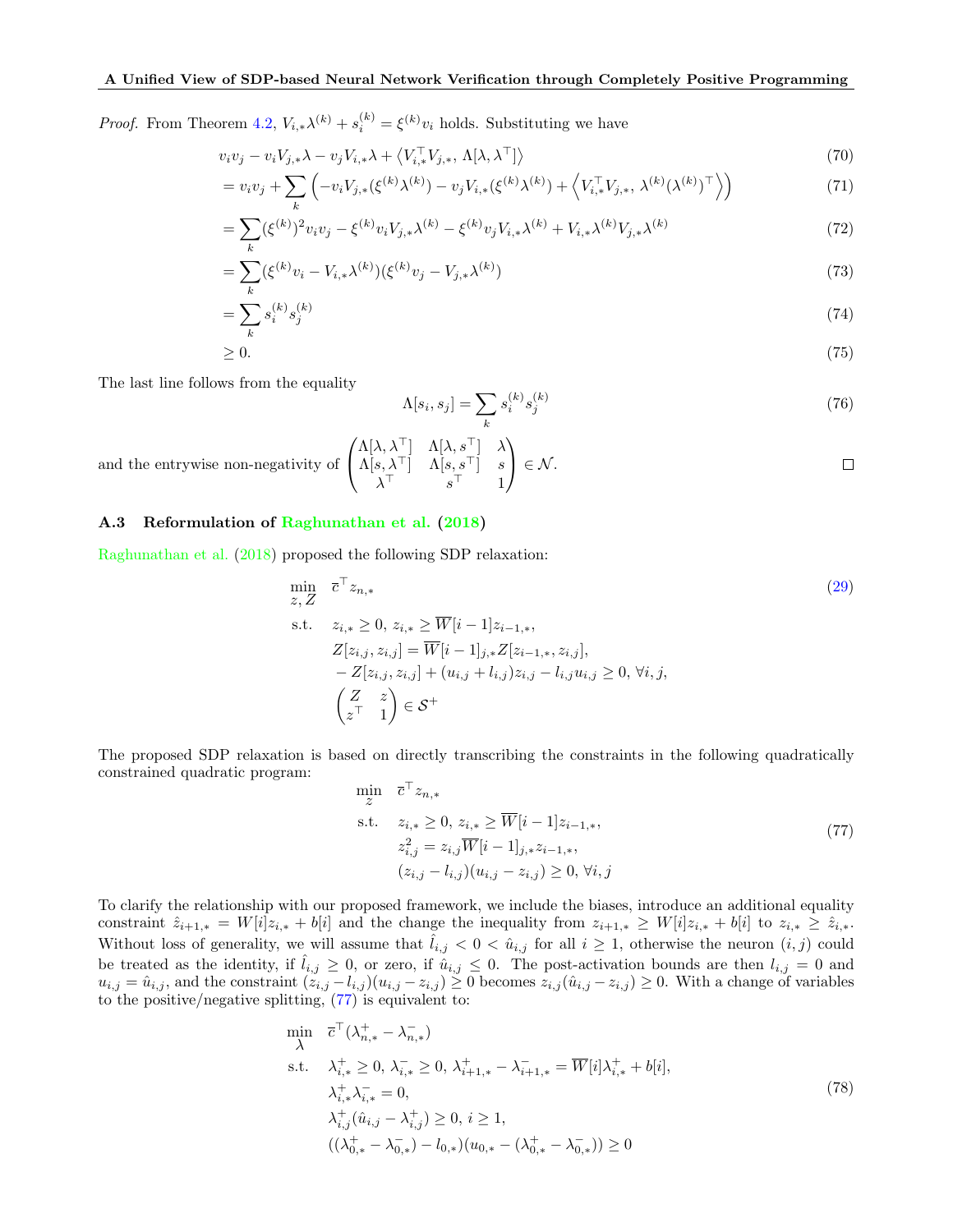*Proof.* From Theorem 4.2, $V_{i,*}\lambda^{(k)} + s_i^{(k)} = \xi^{(k)} v_i$ holds. Substituting we have

$$
\begin{aligned}
&v_i v_j - v_i V_{j,*}\lambda - v_j V_{i,*}\lambda + \left\langle V_{i,*}^\top V_{j,*},\, \Lambda[\lambda, \lambda^\top]\right\rangle && (70)\\
&= v_i v_j + \sum_k \left( -v_i V_{j,*}(\xi^{(k)}\lambda^{(k)}) - v_j V_{i,*}(\xi^{(k)}\lambda^{(k)}) + \left\langle V_{i,*}^\top V_{j,*},\, \lambda^{(k)}(\lambda^{(k)})^\top \right\rangle \right) && (71)\\
&= \sum_k (\xi^{(k)})^2 v_i v_j - \xi^{(k)} v_i V_{j,*}\lambda^{(k)} - \xi^{(k)} v_j V_{i,*}\lambda^{(k)} + V_{i,*}\lambda^{(k)} V_{j,*}\lambda^{(k)} && (72)\\
&= \sum_k (\xi^{(k)} v_i - V_{i,*}\lambda^{(k)})(\xi^{(k)} v_j - V_{j,*}\lambda^{(k)}) && (73)\\
&= \sum_k s_i^{(k)} s_j^{(k)} && (74)\\
&\geq 0. && (75)
\end{aligned}
$$

The last line follows from the equality

$$
\Lambda[s_i, s_j] = \sum_k s_i^{(k)} s_j^{(k)} \tag{76}
$$

and the entrywise non-negativity of $\begin{pmatrix} \Lambda[\lambda, \lambda^\top] & \Lambda[\lambda, s^\top] & \lambda \\ \Lambda[s, \lambda^\top] & \Lambda[s, s^\top] & s \\ \lambda^\top & s^\top & 1 \end{pmatrix} \in \mathcal{N}$. $\square$

### A.3 Reformulation of Raghunathan et al. (2018)

Raghunathan et al. (2018) proposed the following SDP relaxation:

$$
\begin{aligned}
\min_{z,\, Z} \quad & \overline{c}^\top z_{n,*} \\
\text{s.t.} \quad & z_{i,*} \geq 0,\; z_{i,*} \geq \overline{W}[i-1] z_{i-1,*}, \\
& Z[z_{i,j}, z_{i,j}] = \overline{W}[i-1]_{j,*} Z[z_{i-1,*}, z_{i,j}], \\
& -Z[z_{i,j}, z_{i,j}] + (u_{i,j} + l_{i,j}) z_{i,j} - l_{i,j} u_{i,j} \geq 0,\; \forall i, j, \\
& \begin{pmatrix} Z & z \\ z^\top & 1 \end{pmatrix} \in \mathcal{S}^+
\end{aligned} \tag{29}
$$

The proposed SDP relaxation is based on directly transcribing the constraints in the following quadratically constrained quadratic program:

$$
\begin{aligned}
\min_{z} \quad & \overline{c}^\top z_{n,*} \\
\text{s.t.} \quad & z_{i,*} \geq 0,\; z_{i,*} \geq \overline{W}[i-1] z_{i-1,*}, \\
& z_{i,j}^2 = z_{i,j} \overline{W}[i-1]_{j,*} z_{i-1,*}, \\
& (z_{i,j} - l_{i,j})(u_{i,j} - z_{i,j}) \geq 0,\; \forall i, j
\end{aligned} \tag{77}
$$

To clarify the relationship with our proposed framework, we include the biases, introduce an additional equality constraint $\hat{z}_{i+1,*} = W[i] z_{i,*} + b[i]$ and the change the inequality from $z_{i+1,*} \geq W[i] z_{i,*} + b[i]$ to $z_{i,*} \geq \hat{z}_{i,*}$. Without loss of generality, we will assume that $\hat{l}_{i,j} < 0 < \hat{u}_{i,j}$ for all $i \geq 1$, otherwise the neuron $(i, j)$ could be treated as the identity, if $\hat{l}_{i,j} \geq 0$, or zero, if $\hat{u}_{i,j} \leq 0$. The post-activation bounds are then $l_{i,j} = 0$ and $u_{i,j} = \hat{u}_{i,j}$, and the constraint $(z_{i,j} - l_{i,j})(u_{i,j} - z_{i,j}) \geq 0$ becomes $z_{i,j}(\hat{u}_{i,j} - z_{i,j}) \geq 0$. With a change of variables to the positive/negative splitting, (77) is equivalent to:

$$
\begin{aligned}
\min_{\lambda} \quad & \overline{c}^\top (\lambda_{n,*}^+ - \lambda_{n,*}^-) \\
\text{s.t.} \quad & \lambda_{i,*}^+ \geq 0,\; \lambda_{i,*}^- \geq 0,\; \lambda_{i+1,*}^+ - \lambda_{i+1,*}^- = \overline{W}[i] \lambda_{i,*}^+ + b[i], \\
& \lambda_{i,*}^+ \lambda_{i,*}^- = 0, \\
& \lambda_{i,j}^+ (\hat{u}_{i,j} - \lambda_{i,j}^+) \geq 0,\; i \geq 1, \\
& ((\lambda_{0,*}^+ - \lambda_{0,*}^-) - l_{0,*})(u_{0,*} - (\lambda_{0,*}^+ - \lambda_{0,*}^-)) \geq 0
\end{aligned} \tag{78}
$$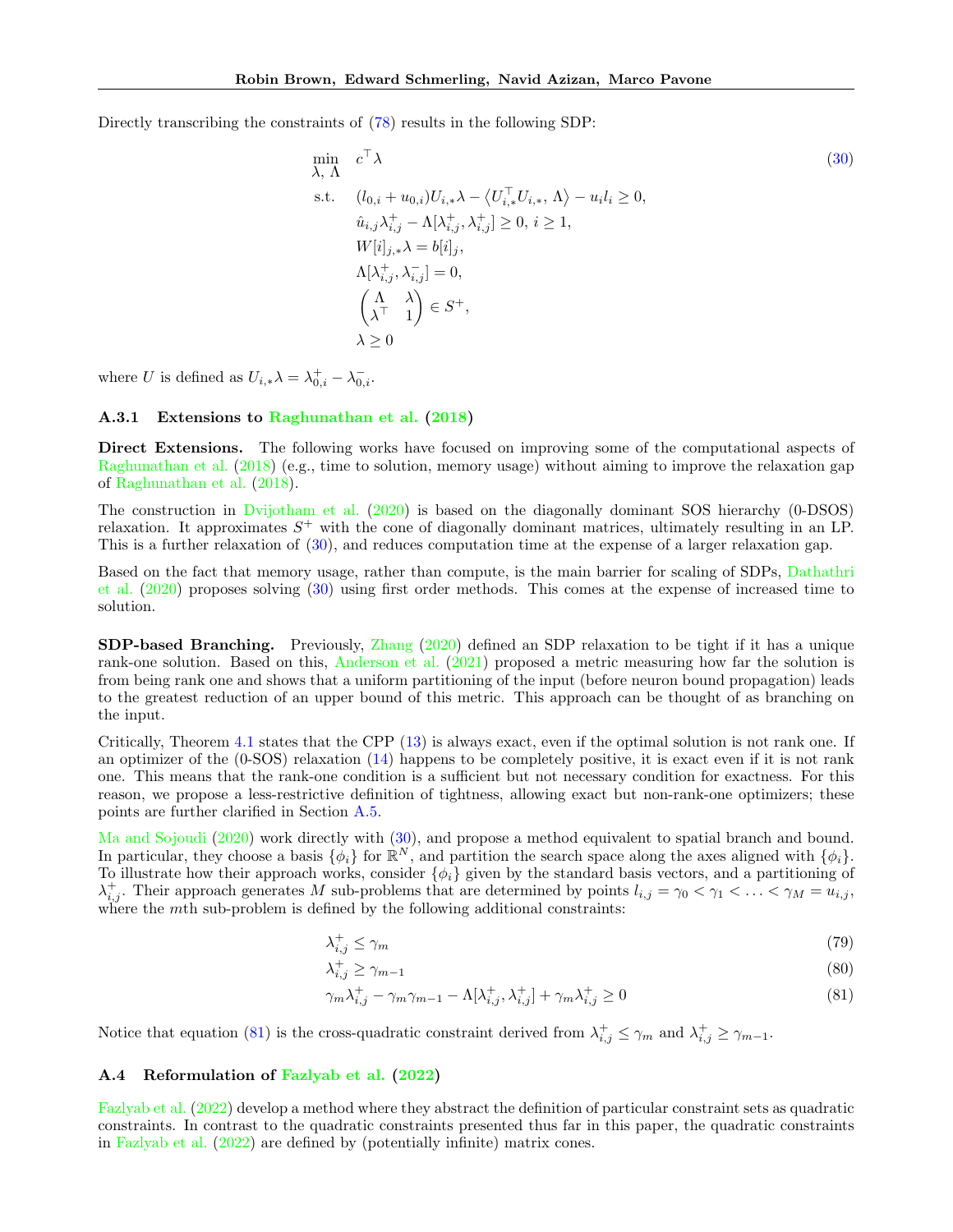Directly transcribing the constraints of (78) results in the following SDP:

$$
\begin{aligned}
\min_{\lambda,\,\Lambda} \quad & c^\top \lambda \\
\text{s.t.} \quad & (l_{0,i} + u_{0,i}) U_{i,*}\lambda - \left\langle U_{i,*}^\top U_{i,*},\, \Lambda \right\rangle - u_i l_i \geq 0, \\
& \hat{u}_{i,j}\lambda^+_{i,j} - \Lambda[\lambda^+_{i,j}, \lambda^+_{i,j}] \geq 0,\ i \geq 1, \\
& W[i]_{j,*}\lambda = b[i]_j, \\
& \Lambda[\lambda^+_{i,j}, \lambda^-_{i,j}] = 0, \\
& \begin{pmatrix} \Lambda & \lambda \\ \lambda^\top & 1 \end{pmatrix} \in S^+, \\
& \lambda \geq 0
\end{aligned}
\tag{30}
$$

where $U$ is defined as $U_{i,*}\lambda = \lambda^+_{0,i} - \lambda^-_{0,i}$.

### A.3.1 Extensions to Raghunathan et al. (2018)

**Direct Extensions.** The following works have focused on improving some of the computational aspects of Raghunathan et al. (2018) (e.g., time to solution, memory usage) without aiming to improve the relaxation gap of Raghunathan et al. (2018).

The construction in Dvijotham et al. (2020) is based on the diagonally dominant SOS hierarchy (0-DSOS) relaxation. It approximates $S^+$ with the cone of diagonally dominant matrices, ultimately resulting in an LP. This is a further relaxation of (30), and reduces computation time at the expense of a larger relaxation gap.

Based on the fact that memory usage, rather than compute, is the main barrier for scaling of SDPs, Dathathri et al. (2020) proposes solving (30) using first order methods. This comes at the expense of increased time to solution.

**SDP-based Branching.** Previously, Zhang (2020) defined an SDP relaxation to be tight if it has a unique rank-one solution. Based on this, Anderson et al. (2021) proposed a metric measuring how far the solution is from being rank one and shows that a uniform partitioning of the input (before neuron bound propagation) leads to the greatest reduction of an upper bound of this metric. This approach can be thought of as branching on the input.

Critically, Theorem 4.1 states that the CPP (13) is always exact, even if the optimal solution is not rank one. If an optimizer of the (0-SOS) relaxation (14) happens to be completely positive, it is exact even if it is not rank one. This means that the rank-one condition is a sufficient but not necessary condition for exactness. For this reason, we propose a less-restrictive definition of tightness, allowing exact but non-rank-one optimizers; these points are further clarified in Section A.5.

Ma and Sojoudi (2020) work directly with (30), and propose a method equivalent to spatial branch and bound. In particular, they choose a basis $\{\phi_i\}$ for $\mathbb{R}^N$, and partition the search space along the axes aligned with $\{\phi_i\}$. To illustrate how their approach works, consider $\{\phi_i\}$ given by the standard basis vectors, and a partitioning of $\lambda^+_{i,j}$. Their approach generates $M$ sub-problems that are determined by points $l_{i,j} = \gamma_0 < \gamma_1 < \ldots < \gamma_M = u_{i,j}$, where the $m$th sub-problem is defined by the following additional constraints:

$$
\lambda^+_{i,j} \leq \gamma_m \tag{79}
$$

$$
\lambda^+_{i,j} \geq \gamma_{m-1} \tag{80}
$$

$$
\gamma_m \lambda^+_{i,j} - \gamma_m \gamma_{m-1} - \Lambda[\lambda^+_{i,j}, \lambda^+_{i,j}] + \gamma_m \lambda^+_{i,j} \geq 0 \tag{81}
$$

Notice that equation (81) is the cross-quadratic constraint derived from $\lambda^+_{i,j} \leq \gamma_m$ and $\lambda^+_{i,j} \geq \gamma_{m-1}$.

## A.4 Reformulation of Fazlyab et al. (2022)

Fazlyab et al. (2022) develop a method where they abstract the definition of particular constraint sets as quadratic constraints. In contrast to the quadratic constraints presented thus far in this paper, the quadratic constraints in Fazlyab et al. (2022) are defined by (potentially infinite) matrix cones.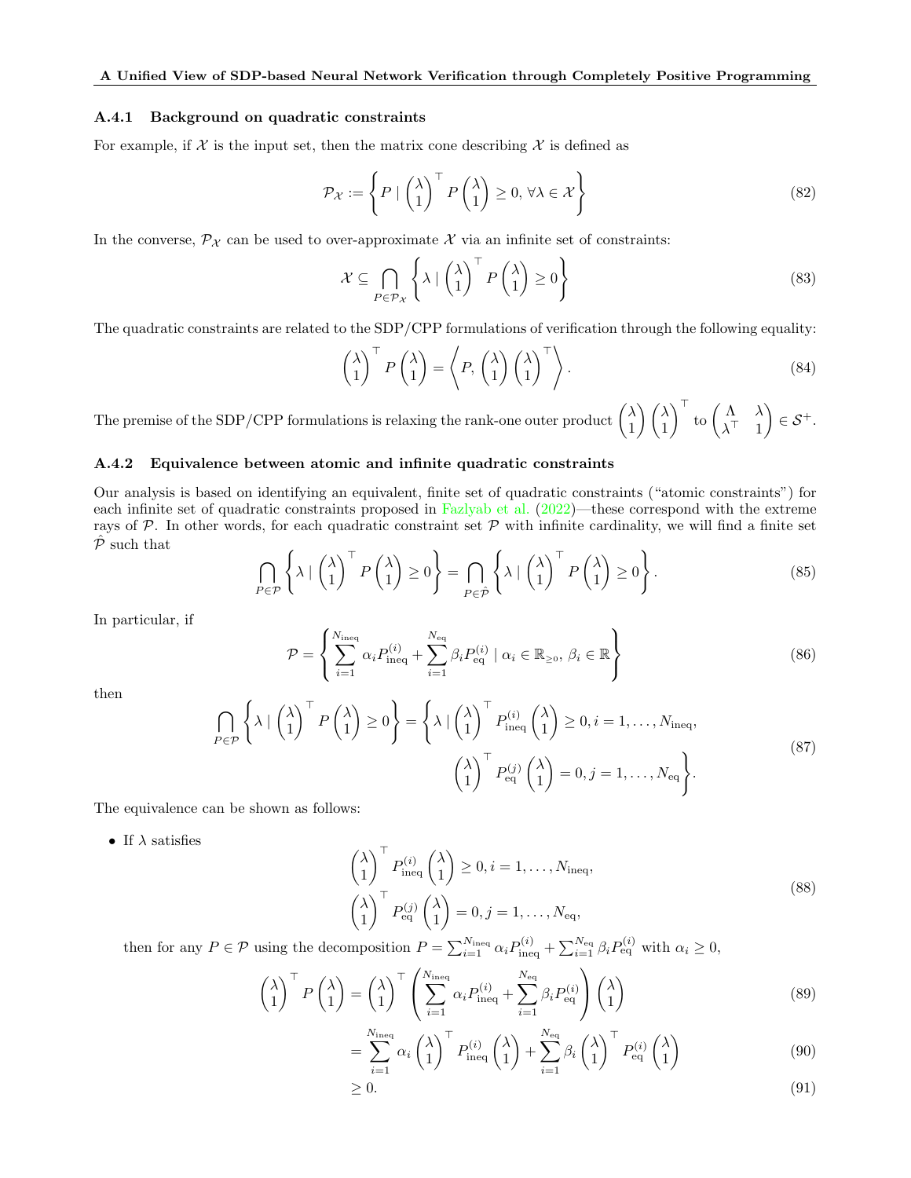### A.4.1 Background on quadratic constraints

For example, if $\mathcal{X}$ is the input set, then the matrix cone describing $\mathcal{X}$ is defined as

$$
\mathcal{P}_{\mathcal{X}} := \left\{ P \mid \begin{pmatrix} \lambda \\ 1 \end{pmatrix}^\top P \begin{pmatrix} \lambda \\ 1 \end{pmatrix} \geq 0, \, \forall \lambda \in \mathcal{X} \right\} \tag{82}
$$

In the converse, $\mathcal{P}_{\mathcal{X}}$ can be used to over-approximate $\mathcal{X}$ via an infinite set of constraints:

$$
\mathcal{X} \subseteq \bigcap_{P \in \mathcal{P}_{\mathcal{X}}} \left\{ \lambda \mid \begin{pmatrix} \lambda \\ 1 \end{pmatrix}^\top P \begin{pmatrix} \lambda \\ 1 \end{pmatrix} \geq 0 \right\} \tag{83}
$$

The quadratic constraints are related to the SDP/CPP formulations of verification through the following equality:

$$
\begin{pmatrix} \lambda \\ 1 \end{pmatrix}^\top P \begin{pmatrix} \lambda \\ 1 \end{pmatrix} = \left\langle P, \begin{pmatrix} \lambda \\ 1 \end{pmatrix} \begin{pmatrix} \lambda \\ 1 \end{pmatrix}^\top \right\rangle. \tag{84}
$$

The premise of the SDP/CPP formulations is relaxing the rank-one outer product $\begin{pmatrix} \lambda \\ 1 \end{pmatrix} \begin{pmatrix} \lambda \\ 1 \end{pmatrix}^\top$ to $\begin{pmatrix} \Lambda & \lambda \\ \lambda^\top & 1 \end{pmatrix} \in \mathcal{S}^+$.

### A.4.2 Equivalence between atomic and infinite quadratic constraints

Our analysis is based on identifying an equivalent, finite set of quadratic constraints ("atomic constraints") for each infinite set of quadratic constraints proposed in Fazlyab et al. (2022)—these correspond with the extreme rays of $\mathcal{P}$. In other words, for each quadratic constraint set $\mathcal{P}$ with infinite cardinality, we will find a finite set $\hat{\mathcal{P}}$ such that

$$
\bigcap_{P \in \mathcal{P}} \left\{ \lambda \mid \begin{pmatrix} \lambda \\ 1 \end{pmatrix}^\top P \begin{pmatrix} \lambda \\ 1 \end{pmatrix} \geq 0 \right\} = \bigcap_{P \in \hat{\mathcal{P}}} \left\{ \lambda \mid \begin{pmatrix} \lambda \\ 1 \end{pmatrix}^\top P \begin{pmatrix} \lambda \\ 1 \end{pmatrix} \geq 0 \right\}. \tag{85}
$$

In particular, if

$$
\mathcal{P} = \left\{ \sum_{i=1}^{N_{\text{ineq}}} \alpha_i P_{\text{ineq}}^{(i)} + \sum_{i=1}^{N_{\text{eq}}} \beta_i P_{\text{eq}}^{(i)} \mid \alpha_i \in \mathbb{R}_{\geq 0}, \, \beta_i \in \mathbb{R} \right\} \tag{86}
$$

then

$$
\begin{aligned}
\bigcap_{P \in \mathcal{P}} \left\{ \lambda \mid \begin{pmatrix} \lambda \\ 1 \end{pmatrix}^\top P \begin{pmatrix} \lambda \\ 1 \end{pmatrix} \geq 0 \right\} = \Bigg\{ \lambda \mid \begin{pmatrix} \lambda \\ 1 \end{pmatrix}^\top P_{\text{ineq}}^{(i)} \begin{pmatrix} \lambda \\ 1 \end{pmatrix} \geq 0, i = 1, \ldots, N_{\text{ineq}}, \\
\begin{pmatrix} \lambda \\ 1 \end{pmatrix}^\top P_{\text{eq}}^{(j)} \begin{pmatrix} \lambda \\ 1 \end{pmatrix} = 0, j = 1, \ldots, N_{\text{eq}} \Bigg\}.
\end{aligned} \tag{87}
$$

The equivalence can be shown as follows:

- If $\lambda$ satisfies

$$
\begin{aligned}
\begin{pmatrix} \lambda \\ 1 \end{pmatrix}^\top P_{\text{ineq}}^{(i)} \begin{pmatrix} \lambda \\ 1 \end{pmatrix} \geq 0, i = 1, \ldots, N_{\text{ineq}}, \\
\begin{pmatrix} \lambda \\ 1 \end{pmatrix}^\top P_{\text{eq}}^{(j)} \begin{pmatrix} \lambda \\ 1 \end{pmatrix} = 0, j = 1, \ldots, N_{\text{eq}},
\end{aligned} \tag{88}
$$

  then for any $P \in \mathcal{P}$ using the decomposition $P = \sum_{i=1}^{N_{\text{ineq}}} \alpha_i P_{\text{ineq}}^{(i)} + \sum_{i=1}^{N_{\text{eq}}} \beta_i P_{\text{eq}}^{(i)}$ with $\alpha_i \geq 0$,

$$
\begin{aligned}
\begin{pmatrix} \lambda \\ 1 \end{pmatrix}^\top P \begin{pmatrix} \lambda \\ 1 \end{pmatrix} &= \begin{pmatrix} \lambda \\ 1 \end{pmatrix}^\top \left( \sum_{i=1}^{N_{\text{ineq}}} \alpha_i P_{\text{ineq}}^{(i)} + \sum_{i=1}^{N_{\text{eq}}} \beta_i P_{\text{eq}}^{(i)} \right) \begin{pmatrix} \lambda \\ 1 \end{pmatrix} && (89) \\
&= \sum_{i=1}^{N_{\text{ineq}}} \alpha_i \begin{pmatrix} \lambda \\ 1 \end{pmatrix}^\top P_{\text{ineq}}^{(i)} \begin{pmatrix} \lambda \\ 1 \end{pmatrix} + \sum_{i=1}^{N_{\text{eq}}} \beta_i \begin{pmatrix} \lambda \\ 1 \end{pmatrix}^\top P_{\text{eq}}^{(i)} \begin{pmatrix} \lambda \\ 1 \end{pmatrix} && (90) \\
&\geq 0. && (91)
\end{aligned}
$$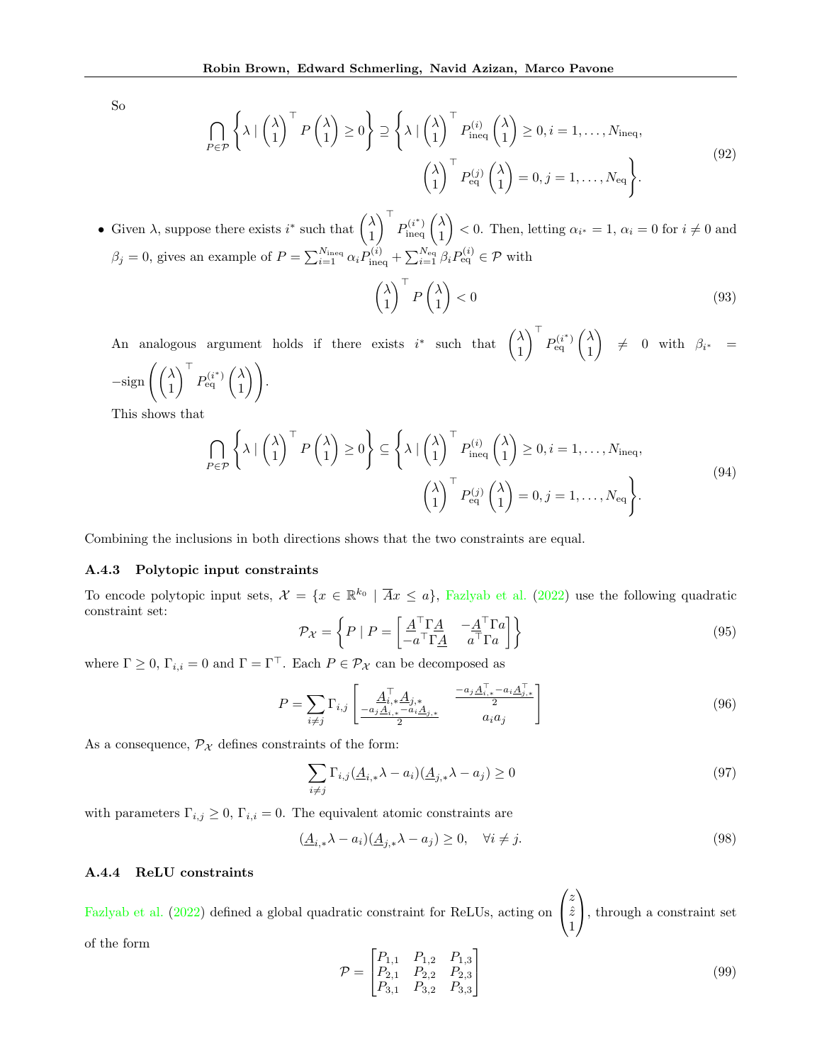So

$$
\bigcap_{P\in\mathcal{P}} \left\{\lambda \mid \begin{pmatrix}\lambda\\1\end{pmatrix}^\top P \begin{pmatrix}\lambda\\1\end{pmatrix} \geq 0\right\} \supseteq \left\{\lambda \mid \begin{pmatrix}\lambda\\1\end{pmatrix}^\top P_{\text{ineq}}^{(i)} \begin{pmatrix}\lambda\\1\end{pmatrix} \geq 0, i = 1,\ldots,N_{\text{ineq}}, \right.
$$
$$
\left. \begin{pmatrix}\lambda\\1\end{pmatrix}^\top P_{\text{eq}}^{(j)} \begin{pmatrix}\lambda\\1\end{pmatrix} = 0, j = 1,\ldots,N_{\text{eq}}\right\}. \tag{92}
$$

- Given $\lambda$, suppose there exists $i^*$ such that $\begin{pmatrix}\lambda\\1\end{pmatrix}^\top P_{\text{ineq}}^{(i^*)} \begin{pmatrix}\lambda\\1\end{pmatrix} < 0$. Then, letting $\alpha_{i^*} = 1$, $\alpha_i = 0$ for $i \neq 0$ and $\beta_j = 0$, gives an example of $P = \sum_{i=1}^{N_{\text{ineq}}} \alpha_i P_{\text{ineq}}^{(i)} + \sum_{i=1}^{N_{\text{eq}}} \beta_i P_{\text{eq}}^{(i)} \in \mathcal{P}$ with

$$
\begin{pmatrix}\lambda\\1\end{pmatrix}^\top P \begin{pmatrix}\lambda\\1\end{pmatrix} < 0 \tag{93}
$$

An analogous argument holds if there exists $i^*$ such that $\begin{pmatrix}\lambda\\1\end{pmatrix}^\top P_{\text{eq}}^{(i^*)} \begin{pmatrix}\lambda\\1\end{pmatrix} \neq 0$ with $\beta_{i^*} = -\text{sign}\left(\begin{pmatrix}\lambda\\1\end{pmatrix}^\top P_{\text{eq}}^{(i^*)} \begin{pmatrix}\lambda\\1\end{pmatrix}\right)$.

This shows that

$$
\bigcap_{P\in\mathcal{P}} \left\{\lambda \mid \begin{pmatrix}\lambda\\1\end{pmatrix}^\top P \begin{pmatrix}\lambda\\1\end{pmatrix} \geq 0\right\} \subseteq \left\{\lambda \mid \begin{pmatrix}\lambda\\1\end{pmatrix}^\top P_{\text{ineq}}^{(i)} \begin{pmatrix}\lambda\\1\end{pmatrix} \geq 0, i = 1,\ldots,N_{\text{ineq}}, \right.
$$
$$
\left. \begin{pmatrix}\lambda\\1\end{pmatrix}^\top P_{\text{eq}}^{(j)} \begin{pmatrix}\lambda\\1\end{pmatrix} = 0, j = 1,\ldots,N_{\text{eq}}\right\}. \tag{94}
$$

Combining the inclusions in both directions shows that the two constraints are equal.

### A.4.3 Polytopic input constraints

To encode polytopic input sets, $\mathcal{X} = \{x \in \mathbb{R}^{k_0} \mid \overline{A}x \leq a\}$, Fazlyab et al. (2022) use the following quadratic constraint set:

$$
\mathcal{P}_{\mathcal{X}} = \left\{P \mid P = \begin{bmatrix} \underline{A}^\top \Gamma \underline{A} & -\underline{A}^\top \Gamma a \\ -a^\top \Gamma \underline{A} & a^\top \Gamma a \end{bmatrix}\right\} \tag{95}
$$

where $\Gamma \geq 0$, $\Gamma_{i,i} = 0$ and $\Gamma = \Gamma^\top$. Each $P \in \mathcal{P}_{\mathcal{X}}$ can be decomposed as

$$
P = \sum_{i\neq j} \Gamma_{i,j} \begin{bmatrix} \underline{A}_{i,*}^\top \underline{A}_{j,*} & \frac{-a_j \underline{A}_{i,*}^\top - a_i \underline{A}_{j,*}^\top}{2} \\ \frac{-a_j \underline{A}_{i,*} - a_i \underline{A}_{j,*}}{2} & a_i a_j \end{bmatrix} \tag{96}
$$

As a consequence, $\mathcal{P}_{\mathcal{X}}$ defines constraints of the form:

$$
\sum_{i\neq j} \Gamma_{i,j} (\underline{A}_{i,*}\lambda - a_i)(\underline{A}_{j,*}\lambda - a_j) \geq 0 \tag{97}
$$

with parameters $\Gamma_{i,j} \geq 0$, $\Gamma_{i,i} = 0$. The equivalent atomic constraints are

$$
(\underline{A}_{i,*}\lambda - a_i)(\underline{A}_{j,*}\lambda - a_j) \geq 0, \quad \forall i \neq j. \tag{98}
$$

### A.4.4 ReLU constraints

Fazlyab et al. (2022) defined a global quadratic constraint for ReLUs, acting on $\begin{pmatrix}z\\\hat{z}\\1\end{pmatrix}$, through a constraint set of the form

$$
\mathcal{P} = \begin{bmatrix} P_{1,1} & P_{1,2} & P_{1,3} \\ P_{2,1} & P_{2,2} & P_{2,3} \\ P_{3,1} & P_{3,2} & P_{3,3} \end{bmatrix} \tag{99}
$$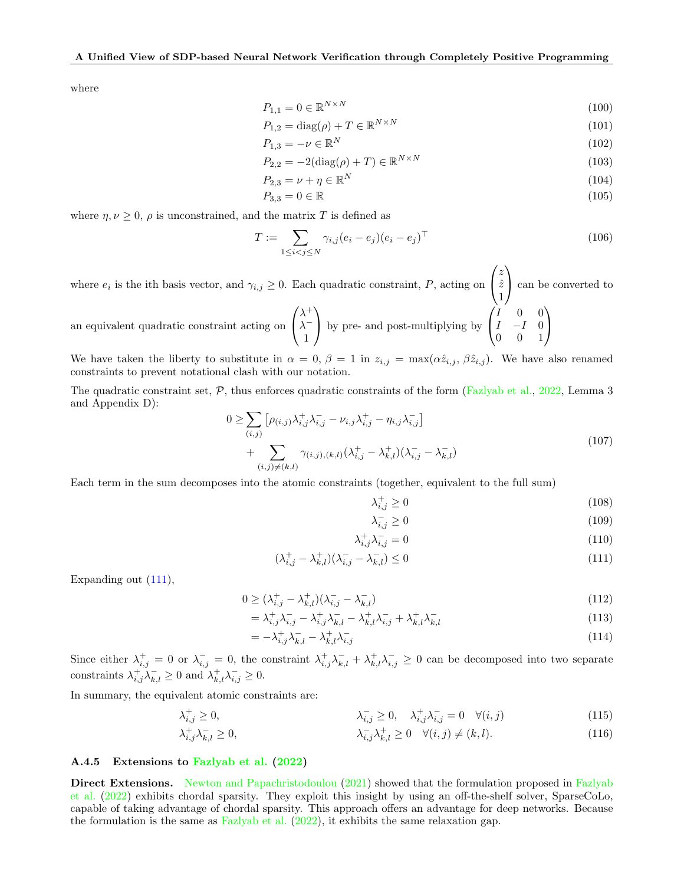where

$$P_{1,1} = 0 \in \mathbb{R}^{N\times N} \tag{100}$$

$$P_{1,2} = \text{diag}(\rho) + T \in \mathbb{R}^{N\times N} \tag{101}$$

$$P_{1,3} = -\nu \in \mathbb{R}^{N} \tag{102}$$

$$P_{2,2} = -2(\text{diag}(\rho) + T) \in \mathbb{R}^{N\times N} \tag{103}$$

$$P_{2,3} = \nu + \eta \in \mathbb{R}^{N} \tag{104}$$

$$P_{3,3} = 0 \in \mathbb{R} \tag{105}$$

where $\eta, \nu \geq 0$, $\rho$ is unconstrained, and the matrix $T$ is defined as

$$T := \sum_{1\leq i<j\leq N} \gamma_{i,j}(e_i - e_j)(e_i - e_j)^\top \tag{106}$$

where $e_i$ is the ith basis vector, and $\gamma_{i,j} \geq 0$. Each quadratic constraint, $P$, acting on $\begin{pmatrix} z \\ \hat{z} \\ 1 \end{pmatrix}$ can be converted to an equivalent quadratic constraint acting on $\begin{pmatrix} \lambda^+ \\ \lambda^- \\ 1 \end{pmatrix}$ by pre- and post-multiplying by $\begin{pmatrix} I & 0 & 0 \\ I & -I & 0 \\ 0 & 0 & 1 \end{pmatrix}$

We have taken the liberty to substitute in $\alpha = 0$, $\beta = 1$ in $z_{i,j} = \max(\alpha\hat{z}_{i,j},\, \beta\hat{z}_{i,j})$. We have also renamed constraints to prevent notational clash with our notation.

The quadratic constraint set, $\mathcal{P}$, thus enforces quadratic constraints of the form (Fazlyab et al., 2022, Lemma 3 and Appendix D):

$$\begin{aligned} 0 \geq &\sum_{(i,j)} \left[\rho_{(i,j)}\lambda^+_{i,j}\lambda^-_{i,j} - \nu_{i,j}\lambda^+_{i,j} - \eta_{i,j}\lambda^-_{i,j}\right] \\ &+ \sum_{(i,j)\neq(k,l)} \gamma_{(i,j),(k,l)}(\lambda^+_{i,j} - \lambda^+_{k,l})(\lambda^-_{i,j} - \lambda^-_{k,l}) \end{aligned} \tag{107}$$

Each term in the sum decomposes into the atomic constraints (together, equivalent to the full sum)

$$\lambda^+_{i,j} \geq 0 \tag{108}$$

$$\lambda^-_{i,j} \geq 0 \tag{109}$$

$$\lambda^+_{i,j}\lambda^-_{i,j} = 0 \tag{110}$$

$$(\lambda^+_{i,j} - \lambda^+_{k,l})(\lambda^-_{i,j} - \lambda^-_{k,l}) \leq 0 \tag{111}$$

Expanding out (111),

$$0 \geq (\lambda^+_{i,j} - \lambda^+_{k,l})(\lambda^-_{i,j} - \lambda^-_{k,l}) \tag{112}$$

$$= \lambda^+_{i,j}\lambda^-_{i,j} - \lambda^+_{i,j}\lambda^-_{k,l} - \lambda^+_{k,l}\lambda^-_{i,j} + \lambda^+_{k,l}\lambda^-_{k,l} \tag{113}$$

$$= -\lambda^+_{i,j}\lambda^-_{k,l} - \lambda^+_{k,l}\lambda^-_{i,j} \tag{114}$$

Since either $\lambda^+_{i,j} = 0$ or $\lambda^-_{i,j} = 0$, the constraint $\lambda^+_{i,j}\lambda^-_{k,l} + \lambda^+_{k,l}\lambda^-_{i,j} \geq 0$ can be decomposed into two separate constraints $\lambda^+_{i,j}\lambda^-_{k,l} \geq 0$ and $\lambda^+_{k,l}\lambda^-_{i,j} \geq 0$.

In summary, the equivalent atomic constraints are:

$$\lambda^+_{i,j} \geq 0, \qquad \lambda^-_{i,j} \geq 0, \quad \lambda^+_{i,j}\lambda^-_{i,j} = 0 \quad \forall (i,j) \tag{115}$$

$$\lambda^+_{i,j}\lambda^-_{k,l} \geq 0, \qquad \lambda^-_{i,j}\lambda^+_{k,l} \geq 0 \quad \forall (i,j) \neq (k,l). \tag{116}$$

### A.4.5 Extensions to Fazlyab et al. (2022)

**Direct Extensions.** Newton and Papachristodoulou (2021) showed that the formulation proposed in Fazlyab et al. (2022) exhibits chordal sparsity. They exploit this insight by using an off-the-shelf solver, SparseCoLo, capable of taking advantage of chordal sparsity. This approach offers an advantage for deep networks. Because the formulation is the same as Fazlyab et al. (2022), it exhibits the same relaxation gap.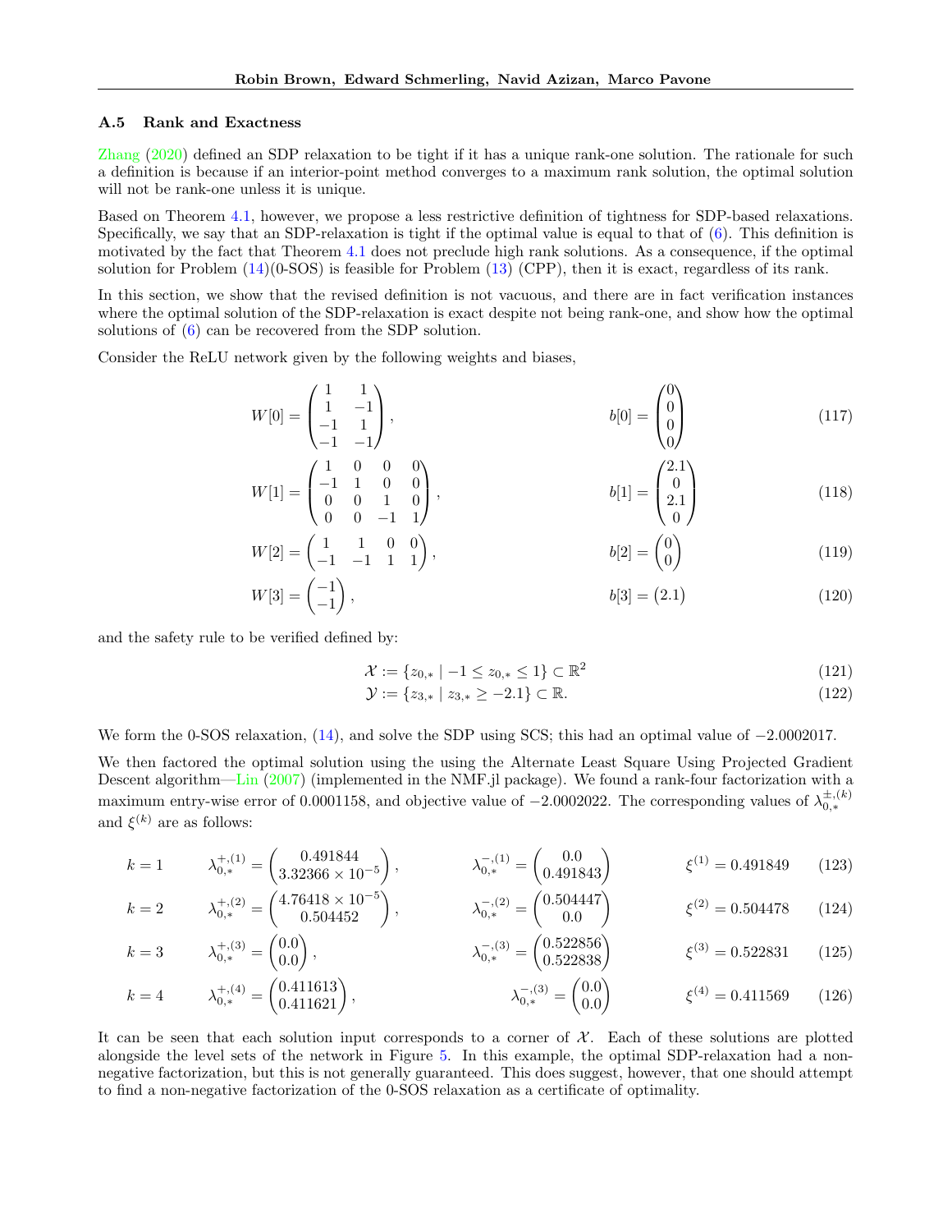### A.5 Rank and Exactness

Zhang (2020) defined an SDP relaxation to be tight if it has a unique rank-one solution. The rationale for such a definition is because if an interior-point method converges to a maximum rank solution, the optimal solution will not be rank-one unless it is unique.

Based on Theorem 4.1, however, we propose a less restrictive definition of tightness for SDP-based relaxations. Specifically, we say that an SDP-relaxation is tight if the optimal value is equal to that of (6). This definition is motivated by the fact that Theorem 4.1 does not preclude high rank solutions. As a consequence, if the optimal solution for Problem (14)(0-SOS) is feasible for Problem (13) (CPP), then it is exact, regardless of its rank.

In this section, we show that the revised definition is not vacuous, and there are in fact verification instances where the optimal solution of the SDP-relaxation is exact despite not being rank-one, and show how the optimal solutions of (6) can be recovered from the SDP solution.

Consider the ReLU network given by the following weights and biases,

$$W[0] = \begin{pmatrix} 1 & 1 \\ 1 & -1 \\ -1 & 1 \\ -1 & -1 \end{pmatrix}, \qquad b[0] = \begin{pmatrix} 0 \\ 0 \\ 0 \\ 0 \end{pmatrix} \tag{117}$$

$$W[1] = \begin{pmatrix} 1 & 0 & 0 & 0 \\ -1 & 1 & 0 & 0 \\ 0 & 0 & 1 & 0 \\ 0 & 0 & -1 & 1 \end{pmatrix}, \qquad b[1] = \begin{pmatrix} 2.1 \\ 0 \\ 2.1 \\ 0 \end{pmatrix} \tag{118}$$

$$W[2] = \begin{pmatrix} 1 & 1 & 0 & 0 \\ -1 & -1 & 1 & 1 \end{pmatrix}, \qquad b[2] = \begin{pmatrix} 0 \\ 0 \end{pmatrix} \tag{119}$$

$$W[3] = \begin{pmatrix} -1 \\ -1 \end{pmatrix}, \qquad b[3] = \begin{pmatrix} 2.1 \end{pmatrix} \tag{120}$$

and the safety rule to be verified defined by:

$$\mathcal{X} := \{z_{0,*} \mid -1 \leq z_{0,*} \leq 1\} \subset \mathbb{R}^2 \tag{121}$$

$$\mathcal{Y} := \{z_{3,*} \mid z_{3,*} \geq -2.1\} \subset \mathbb{R}. \tag{122}$$

We form the 0-SOS relaxation, (14), and solve the SDP using SCS; this had an optimal value of $-2.0002017$.

We then factored the optimal solution using the using the Alternate Least Square Using Projected Gradient Descent algorithm—Lin (2007) (implemented in the NMF.jl package). We found a rank-four factorization with a maximum entry-wise error of 0.0001158, and objective value of $-2.0002022$. The corresponding values of $\lambda_{0,*}^{\pm,(k)}$ and $\xi^{(k)}$ are as follows:

$$k = 1 \qquad \lambda_{0,*}^{+,(1)} = \begin{pmatrix} 0.491844 \\ 3.32366 \times 10^{-5} \end{pmatrix}, \qquad \lambda_{0,*}^{-,(1)} = \begin{pmatrix} 0.0 \\ 0.491843 \end{pmatrix} \qquad \xi^{(1)} = 0.491849 \tag{123}$$

$$k = 2 \qquad \lambda_{0,*}^{+,(2)} = \begin{pmatrix} 4.76418 \times 10^{-5} \\ 0.504452 \end{pmatrix}, \qquad \lambda_{0,*}^{-,(2)} = \begin{pmatrix} 0.504447 \\ 0.0 \end{pmatrix} \qquad \xi^{(2)} = 0.504478 \tag{124}$$

$$k = 3 \qquad \lambda_{0,*}^{+,(3)} = \begin{pmatrix} 0.0 \\ 0.0 \end{pmatrix}, \qquad \lambda_{0,*}^{-,(3)} = \begin{pmatrix} 0.522856 \\ 0.522838 \end{pmatrix} \qquad \xi^{(3)} = 0.522831 \tag{125}$$

$$k = 4 \qquad \lambda_{0,*}^{+,(4)} = \begin{pmatrix} 0.411613 \\ 0.411621 \end{pmatrix}, \qquad \lambda_{0,*}^{-,(3)} = \begin{pmatrix} 0.0 \\ 0.0 \end{pmatrix} \qquad \xi^{(4)} = 0.411569 \tag{126}$$

It can be seen that each solution input corresponds to a corner of $\mathcal{X}$. Each of these solutions are plotted alongside the level sets of the network in Figure 5. In this example, the optimal SDP-relaxation had a non-negative factorization, but this is not generally guaranteed. This does suggest, however, that one should attempt to find a non-negative factorization of the 0-SOS relaxation as a certificate of optimality.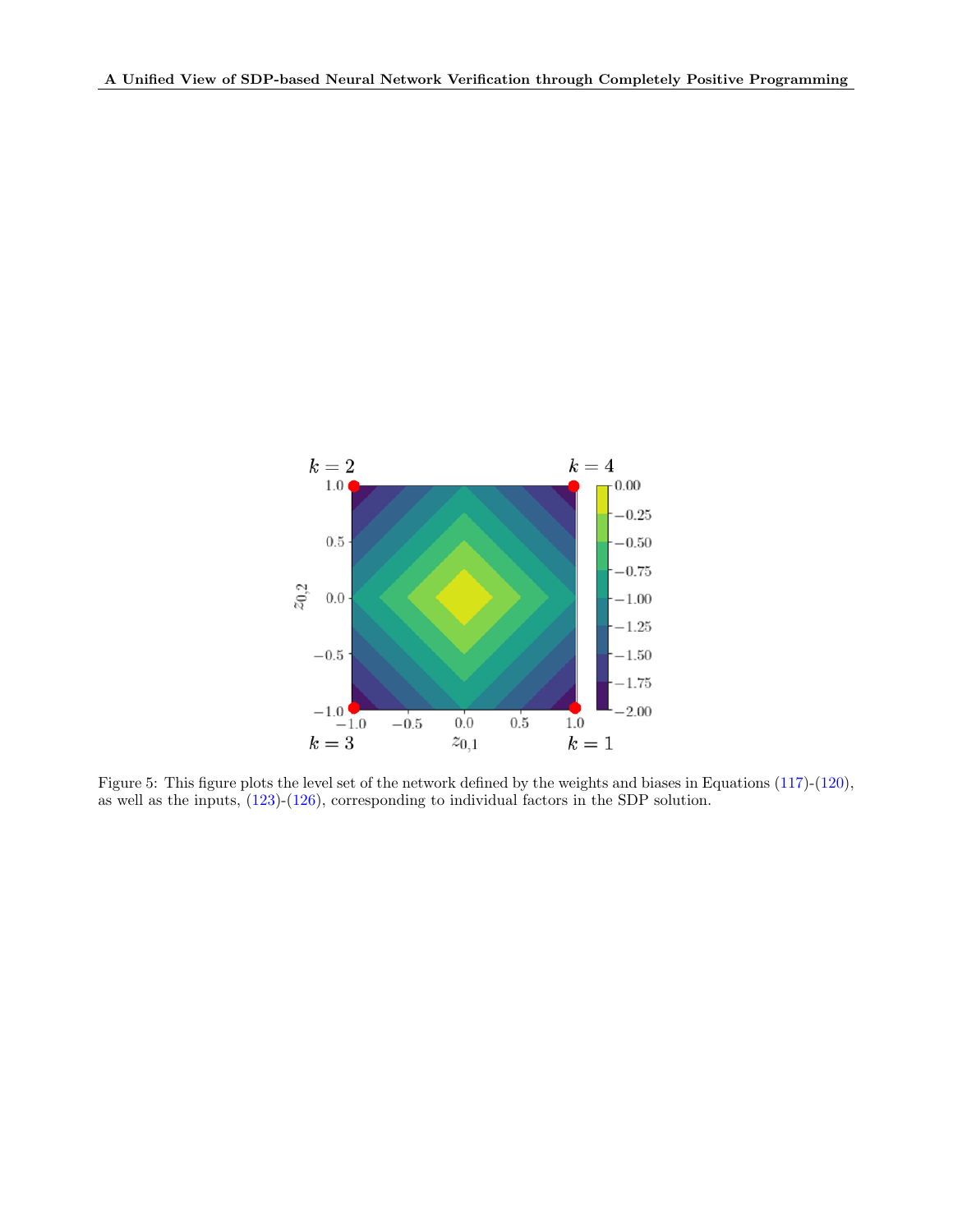$k = 2$

$k = 4$

1.0

0.5

$z_{0,2}$ 0.0

−0.5

−1.0

−1.0 −0.5 0.0 0.5 1.0

$k = 3$

$z_{0,1}$

$k = 1$

0.00

−0.25

−0.50

−0.75

−1.00

−1.25

−1.50

−1.75

−2.00

Figure 5: This figure plots the level set of the network defined by the weights and biases in Equations (117)-(120), as well as the inputs, (123)-(126), corresponding to individual factors in the SDP solution.